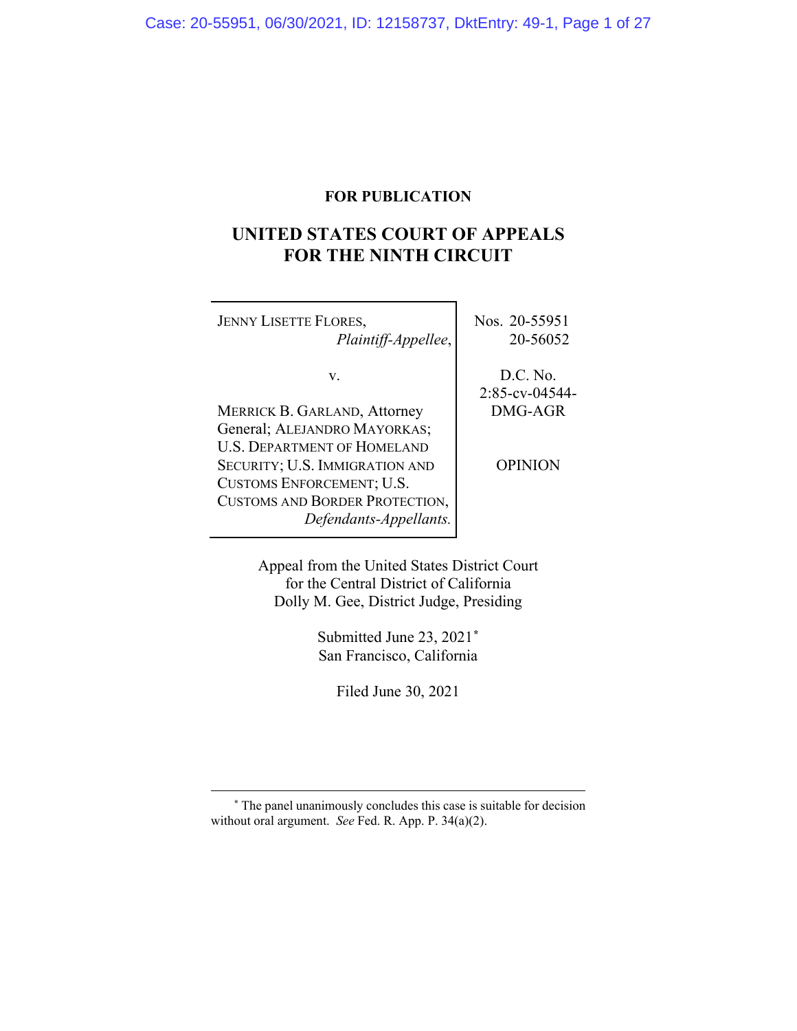**FOR PUBLICATION**

# UNITED STATES COURT OF APPEALS FOR THE NINTH CIRCUIT

| | |
|---|---|
| JENNY LISETTE FLORES, *Plaintiff-Appellee*, | Nos. 20-55951 20-56052 |
| v. | D.C. No. 2:85-cv-04544-DMG-AGR |
| MERRICK B. GARLAND, Attorney General; ALEJANDRO MAYORKAS; U.S. DEPARTMENT OF HOMELAND SECURITY; U.S. IMMIGRATION AND CUSTOMS ENFORCEMENT; U.S. CUSTOMS AND BORDER PROTECTION, *Defendants-Appellants.* | OPINION |

Appeal from the United States District Court for the Central District of California
Dolly M. Gee, District Judge, Presiding

Submitted June 23, 2021*
San Francisco, California

Filed June 30, 2021

---

\* The panel unanimously concludes this case is suitable for decision without oral argument. *See* Fed. R. App. P. 34(a)(2).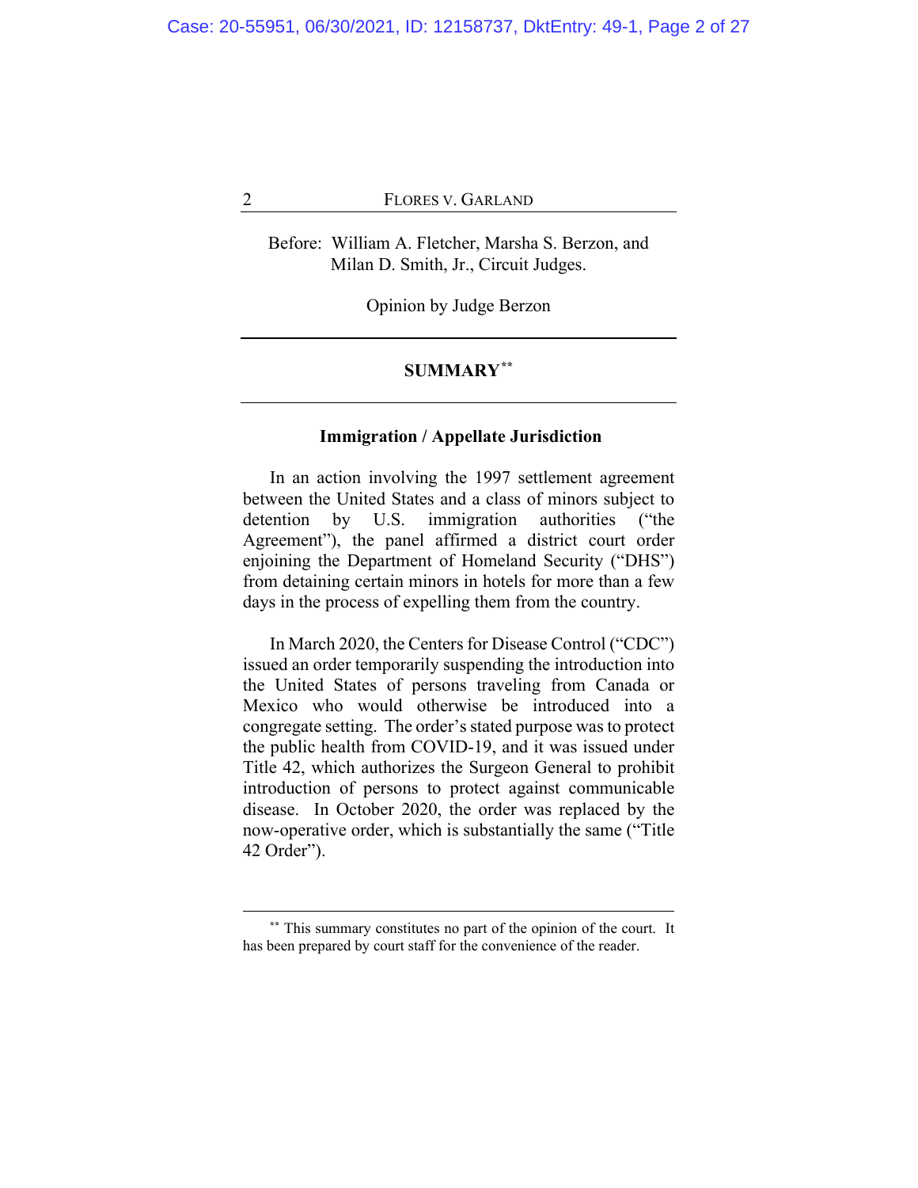Before: William A. Fletcher, Marsha S. Berzon, and Milan D. Smith, Jr., Circuit Judges.

Opinion by Judge Berzon

## SUMMARY[**]

### Immigration / Appellate Jurisdiction

In an action involving the 1997 settlement agreement between the United States and a class of minors subject to detention by U.S. immigration authorities ("the Agreement"), the panel affirmed a district court order enjoining the Department of Homeland Security ("DHS") from detaining certain minors in hotels for more than a few days in the process of expelling them from the country.

In March 2020, the Centers for Disease Control ("CDC") issued an order temporarily suspending the introduction into the United States of persons traveling from Canada or Mexico who would otherwise be introduced into a congregate setting. The order's stated purpose was to protect the public health from COVID-19, and it was issued under Title 42, which authorizes the Surgeon General to prohibit introduction of persons to protect against communicable disease. In October 2020, the order was replaced by the now-operative order, which is substantially the same ("Title 42 Order").

[**] This summary constitutes no part of the opinion of the court. It has been prepared by court staff for the convenience of the reader.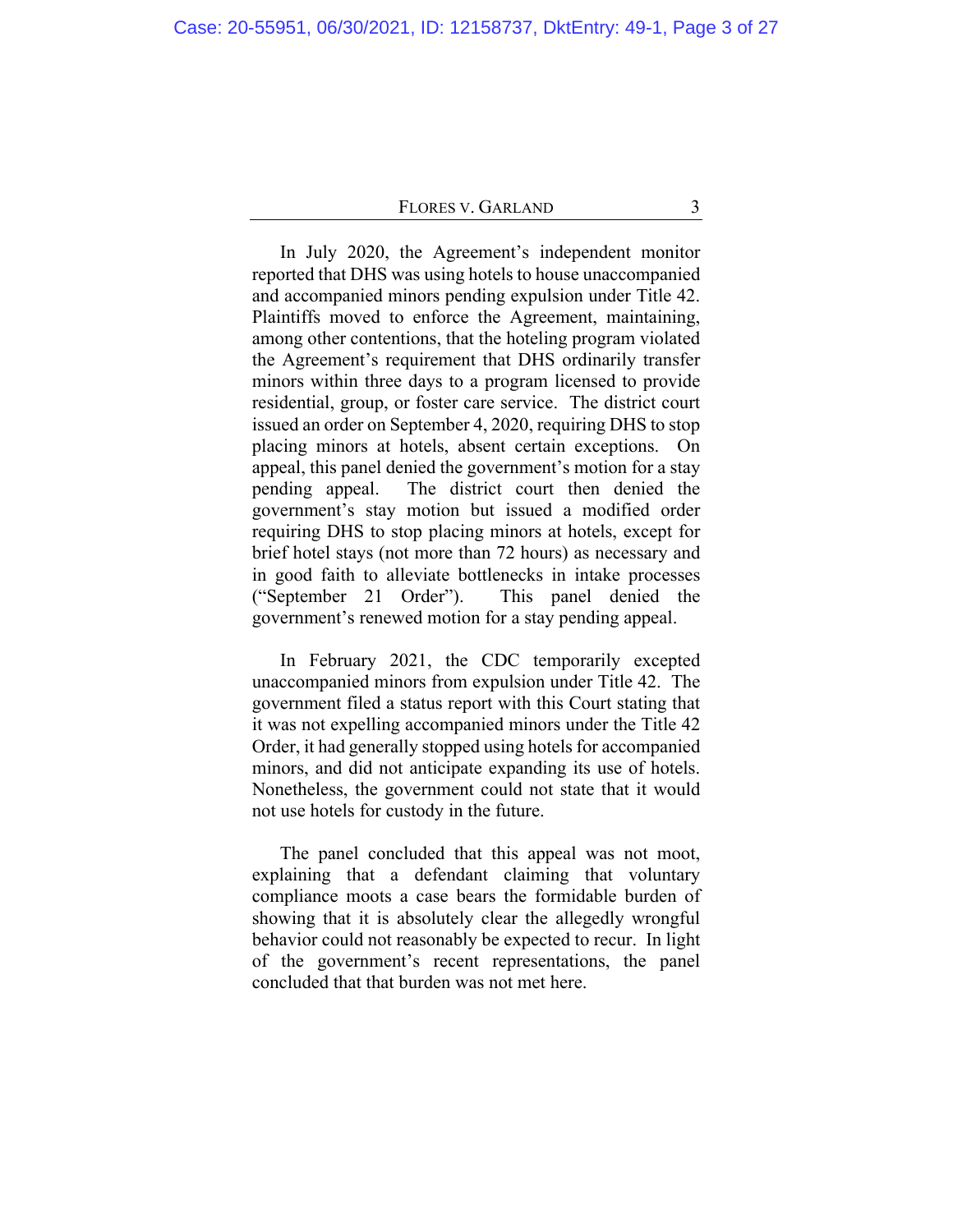In July 2020, the Agreement's independent monitor reported that DHS was using hotels to house unaccompanied and accompanied minors pending expulsion under Title 42. Plaintiffs moved to enforce the Agreement, maintaining, among other contentions, that the hoteling program violated the Agreement's requirement that DHS ordinarily transfer minors within three days to a program licensed to provide residential, group, or foster care service. The district court issued an order on September 4, 2020, requiring DHS to stop placing minors at hotels, absent certain exceptions. On appeal, this panel denied the government's motion for a stay pending appeal. The district court then denied the government's stay motion but issued a modified order requiring DHS to stop placing minors at hotels, except for brief hotel stays (not more than 72 hours) as necessary and in good faith to alleviate bottlenecks in intake processes ("September 21 Order"). This panel denied the government's renewed motion for a stay pending appeal.

In February 2021, the CDC temporarily excepted unaccompanied minors from expulsion under Title 42. The government filed a status report with this Court stating that it was not expelling accompanied minors under the Title 42 Order, it had generally stopped using hotels for accompanied minors, and did not anticipate expanding its use of hotels. Nonetheless, the government could not state that it would not use hotels for custody in the future.

The panel concluded that this appeal was not moot, explaining that a defendant claiming that voluntary compliance moots a case bears the formidable burden of showing that it is absolutely clear the allegedly wrongful behavior could not reasonably be expected to recur. In light of the government's recent representations, the panel concluded that that burden was not met here.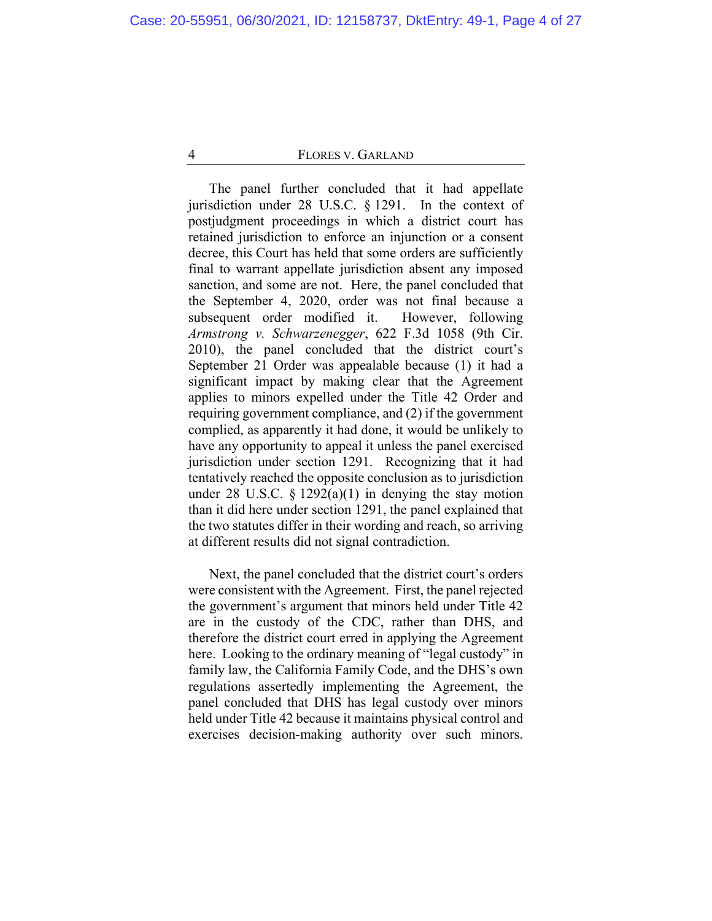The panel further concluded that it had appellate jurisdiction under 28 U.S.C. § 1291. In the context of postjudgment proceedings in which a district court has retained jurisdiction to enforce an injunction or a consent decree, this Court has held that some orders are sufficiently final to warrant appellate jurisdiction absent any imposed sanction, and some are not. Here, the panel concluded that the September 4, 2020, order was not final because a subsequent order modified it. However, following *Armstrong v. Schwarzenegger*, 622 F.3d 1058 (9th Cir. 2010), the panel concluded that the district court's September 21 Order was appealable because (1) it had a significant impact by making clear that the Agreement applies to minors expelled under the Title 42 Order and requiring government compliance, and (2) if the government complied, as apparently it had done, it would be unlikely to have any opportunity to appeal it unless the panel exercised jurisdiction under section 1291. Recognizing that it had tentatively reached the opposite conclusion as to jurisdiction under 28 U.S.C. § 1292(a)(1) in denying the stay motion than it did here under section 1291, the panel explained that the two statutes differ in their wording and reach, so arriving at different results did not signal contradiction.

Next, the panel concluded that the district court's orders were consistent with the Agreement. First, the panel rejected the government's argument that minors held under Title 42 are in the custody of the CDC, rather than DHS, and therefore the district court erred in applying the Agreement here. Looking to the ordinary meaning of "legal custody" in family law, the California Family Code, and the DHS's own regulations assertedly implementing the Agreement, the panel concluded that DHS has legal custody over minors held under Title 42 because it maintains physical control and exercises decision-making authority over such minors.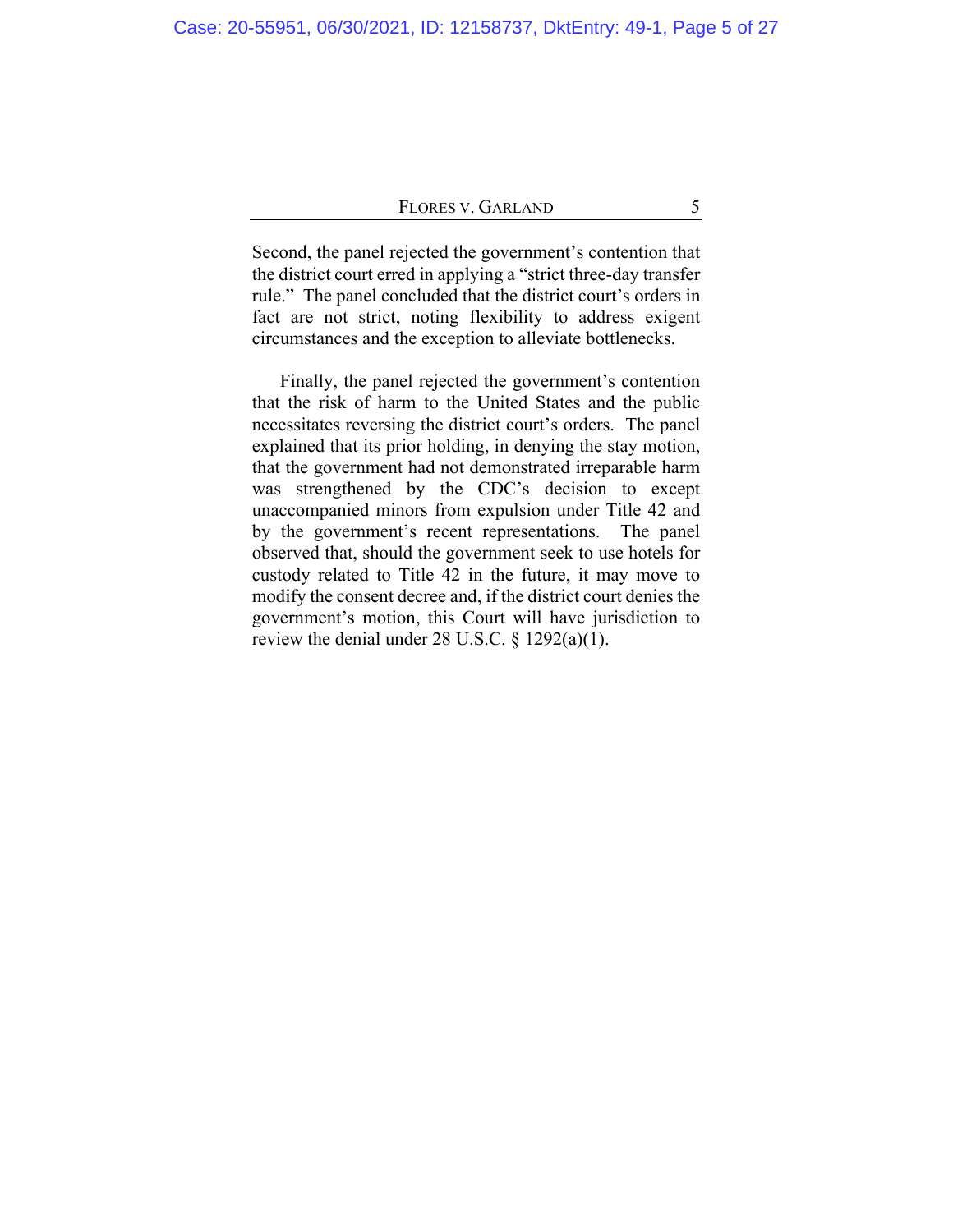Second, the panel rejected the government's contention that the district court erred in applying a "strict three-day transfer rule." The panel concluded that the district court's orders in fact are not strict, noting flexibility to address exigent circumstances and the exception to alleviate bottlenecks.

Finally, the panel rejected the government's contention that the risk of harm to the United States and the public necessitates reversing the district court's orders. The panel explained that its prior holding, in denying the stay motion, that the government had not demonstrated irreparable harm was strengthened by the CDC's decision to except unaccompanied minors from expulsion under Title 42 and by the government's recent representations. The panel observed that, should the government seek to use hotels for custody related to Title 42 in the future, it may move to modify the consent decree and, if the district court denies the government's motion, this Court will have jurisdiction to review the denial under 28 U.S.C. § 1292(a)(1).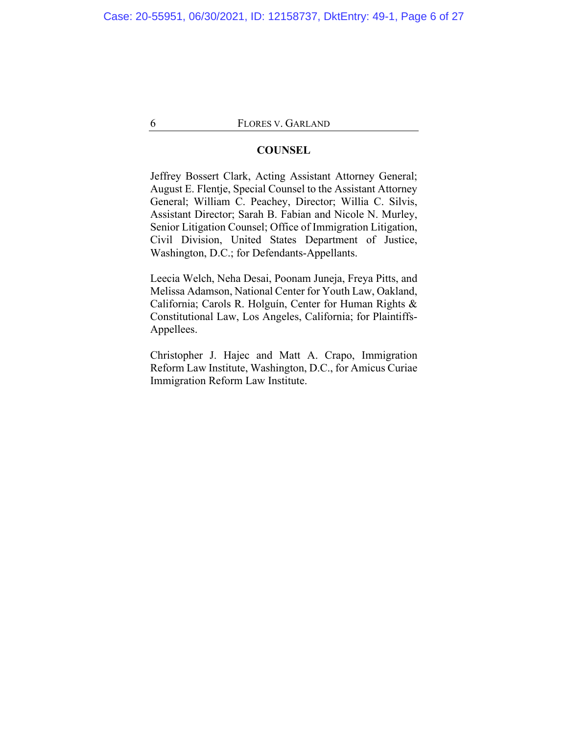## COUNSEL

Jeffrey Bossert Clark, Acting Assistant Attorney General; August E. Flentje, Special Counsel to the Assistant Attorney General; William C. Peachey, Director; Willia C. Silvis, Assistant Director; Sarah B. Fabian and Nicole N. Murley, Senior Litigation Counsel; Office of Immigration Litigation, Civil Division, United States Department of Justice, Washington, D.C.; for Defendants-Appellants.

Leecia Welch, Neha Desai, Poonam Juneja, Freya Pitts, and Melissa Adamson, National Center for Youth Law, Oakland, California; Carols R. Holguín, Center for Human Rights & Constitutional Law, Los Angeles, California; for Plaintiffs-Appellees.

Christopher J. Hajec and Matt A. Crapo, Immigration Reform Law Institute, Washington, D.C., for Amicus Curiae Immigration Reform Law Institute.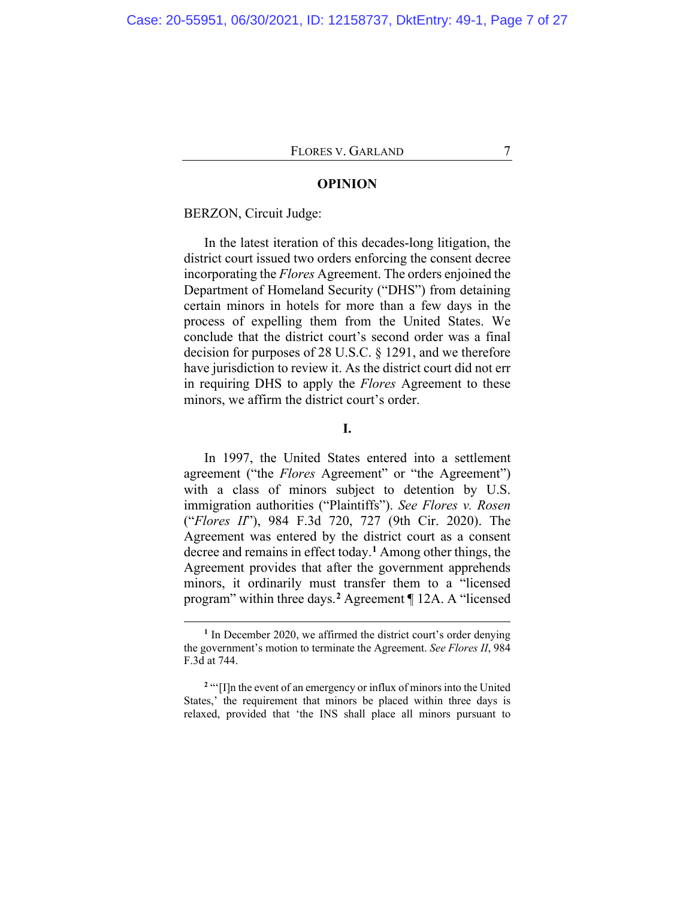## OPINION

BERZON, Circuit Judge:

In the latest iteration of this decades-long litigation, the district court issued two orders enforcing the consent decree incorporating the *Flores* Agreement. The orders enjoined the Department of Homeland Security ("DHS") from detaining certain minors in hotels for more than a few days in the process of expelling them from the United States. We conclude that the district court's second order was a final decision for purposes of 28 U.S.C. § 1291, and we therefore have jurisdiction to review it. As the district court did not err in requiring DHS to apply the *Flores* Agreement to these minors, we affirm the district court's order.

### I.

In 1997, the United States entered into a settlement agreement ("the *Flores* Agreement" or "the Agreement") with a class of minors subject to detention by U.S. immigration authorities ("Plaintiffs"). *See Flores v. Rosen* ("*Flores II*"), 984 F.3d 720, 727 (9th Cir. 2020). The Agreement was entered by the district court as a consent decree and remains in effect today.[1] Among other things, the Agreement provides that after the government apprehends minors, it ordinarily must transfer them to a "licensed program" within three days.[2] Agreement ¶ 12A. A "licensed

---

[1] In December 2020, we affirmed the district court's order denying the government's motion to terminate the Agreement. *See Flores II*, 984 F.3d at 744.

[2] "'[I]n the event of an emergency or influx of minors into the United States,' the requirement that minors be placed within three days is relaxed, provided that 'the INS shall place all minors pursuant to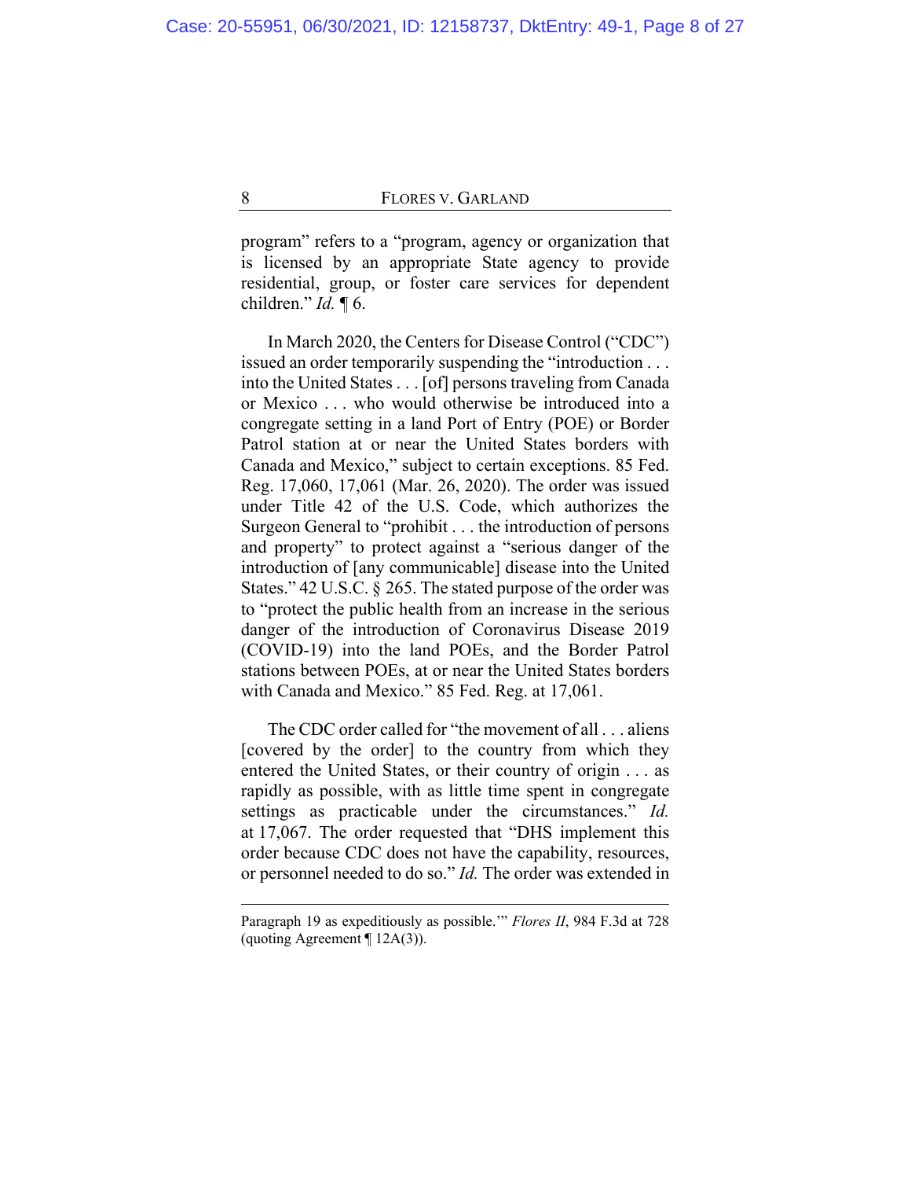program" refers to a "program, agency or organization that is licensed by an appropriate State agency to provide residential, group, or foster care services for dependent children." *Id.* ¶ 6.

In March 2020, the Centers for Disease Control ("CDC") issued an order temporarily suspending the "introduction . . . into the United States . . . [of] persons traveling from Canada or Mexico . . . who would otherwise be introduced into a congregate setting in a land Port of Entry (POE) or Border Patrol station at or near the United States borders with Canada and Mexico," subject to certain exceptions. 85 Fed. Reg. 17,060, 17,061 (Mar. 26, 2020). The order was issued under Title 42 of the U.S. Code, which authorizes the Surgeon General to "prohibit . . . the introduction of persons and property" to protect against a "serious danger of the introduction of [any communicable] disease into the United States." 42 U.S.C. § 265. The stated purpose of the order was to "protect the public health from an increase in the serious danger of the introduction of Coronavirus Disease 2019 (COVID-19) into the land POEs, and the Border Patrol stations between POEs, at or near the United States borders with Canada and Mexico." 85 Fed. Reg. at 17,061.

The CDC order called for "the movement of all . . . aliens [covered by the order] to the country from which they entered the United States, or their country of origin . . . as rapidly as possible, with as little time spent in congregate settings as practicable under the circumstances." *Id.* at 17,067. The order requested that "DHS implement this order because CDC does not have the capability, resources, or personnel needed to do so." *Id.* The order was extended in

---

Paragraph 19 as expeditiously as possible.'" *Flores II*, 984 F.3d at 728 (quoting Agreement ¶ 12A(3)).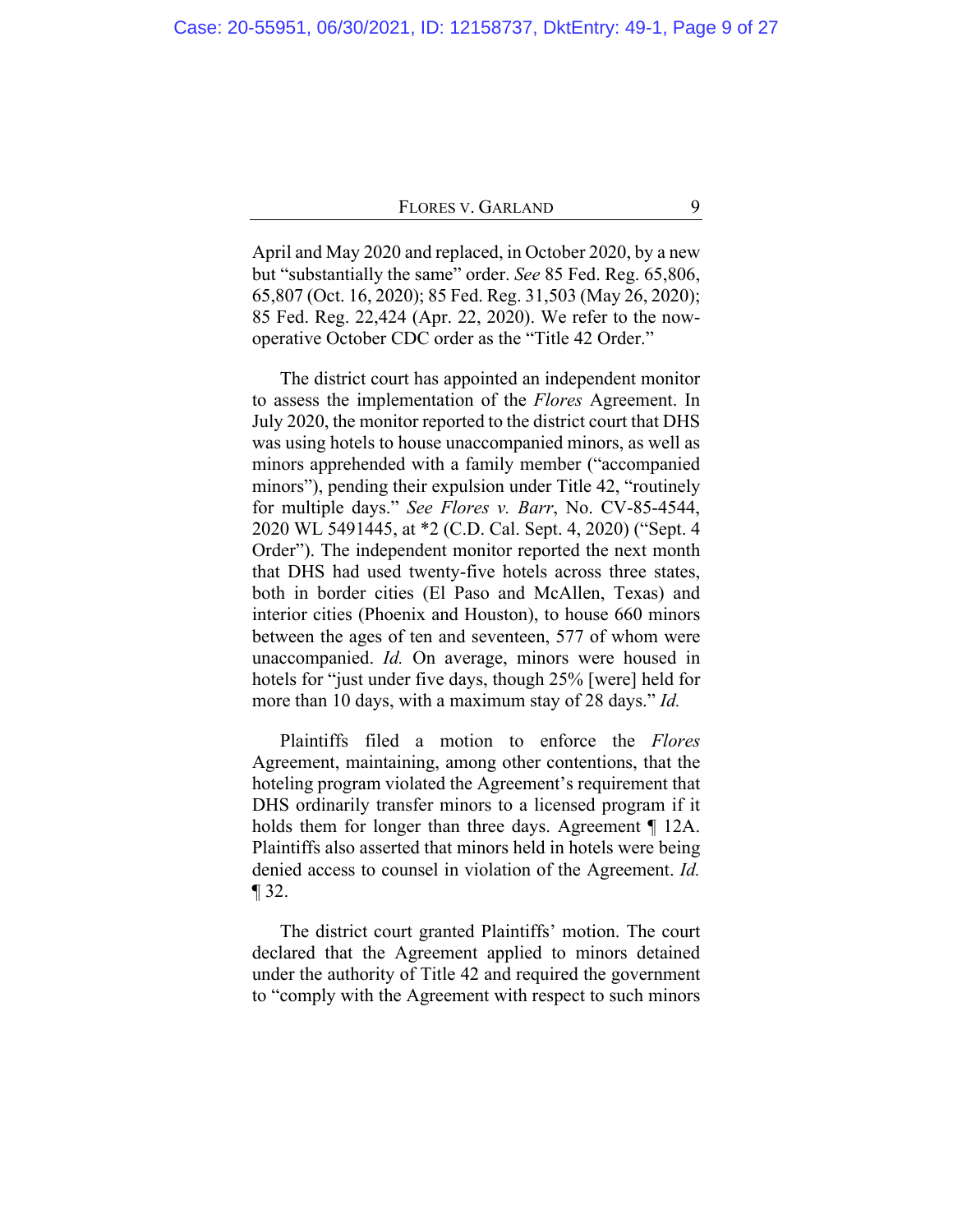April and May 2020 and replaced, in October 2020, by a new but "substantially the same" order. *See* 85 Fed. Reg. 65,806, 65,807 (Oct. 16, 2020); 85 Fed. Reg. 31,503 (May 26, 2020); 85 Fed. Reg. 22,424 (Apr. 22, 2020). We refer to the now-operative October CDC order as the "Title 42 Order."

The district court has appointed an independent monitor to assess the implementation of the *Flores* Agreement. In July 2020, the monitor reported to the district court that DHS was using hotels to house unaccompanied minors, as well as minors apprehended with a family member ("accompanied minors"), pending their expulsion under Title 42, "routinely for multiple days." *See Flores v. Barr*, No. CV-85-4544, 2020 WL 5491445, at *2 (C.D. Cal. Sept. 4, 2020) ("Sept. 4 Order"). The independent monitor reported the next month that DHS had used twenty-five hotels across three states, both in border cities (El Paso and McAllen, Texas) and interior cities (Phoenix and Houston), to house 660 minors between the ages of ten and seventeen, 577 of whom were unaccompanied. *Id.* On average, minors were housed in hotels for "just under five days, though 25% [were] held for more than 10 days, with a maximum stay of 28 days." *Id.*

Plaintiffs filed a motion to enforce the *Flores* Agreement, maintaining, among other contentions, that the hoteling program violated the Agreement's requirement that DHS ordinarily transfer minors to a licensed program if it holds them for longer than three days. Agreement ¶ 12A. Plaintiffs also asserted that minors held in hotels were being denied access to counsel in violation of the Agreement. *Id.* ¶ 32.

The district court granted Plaintiffs' motion. The court declared that the Agreement applied to minors detained under the authority of Title 42 and required the government to "comply with the Agreement with respect to such minors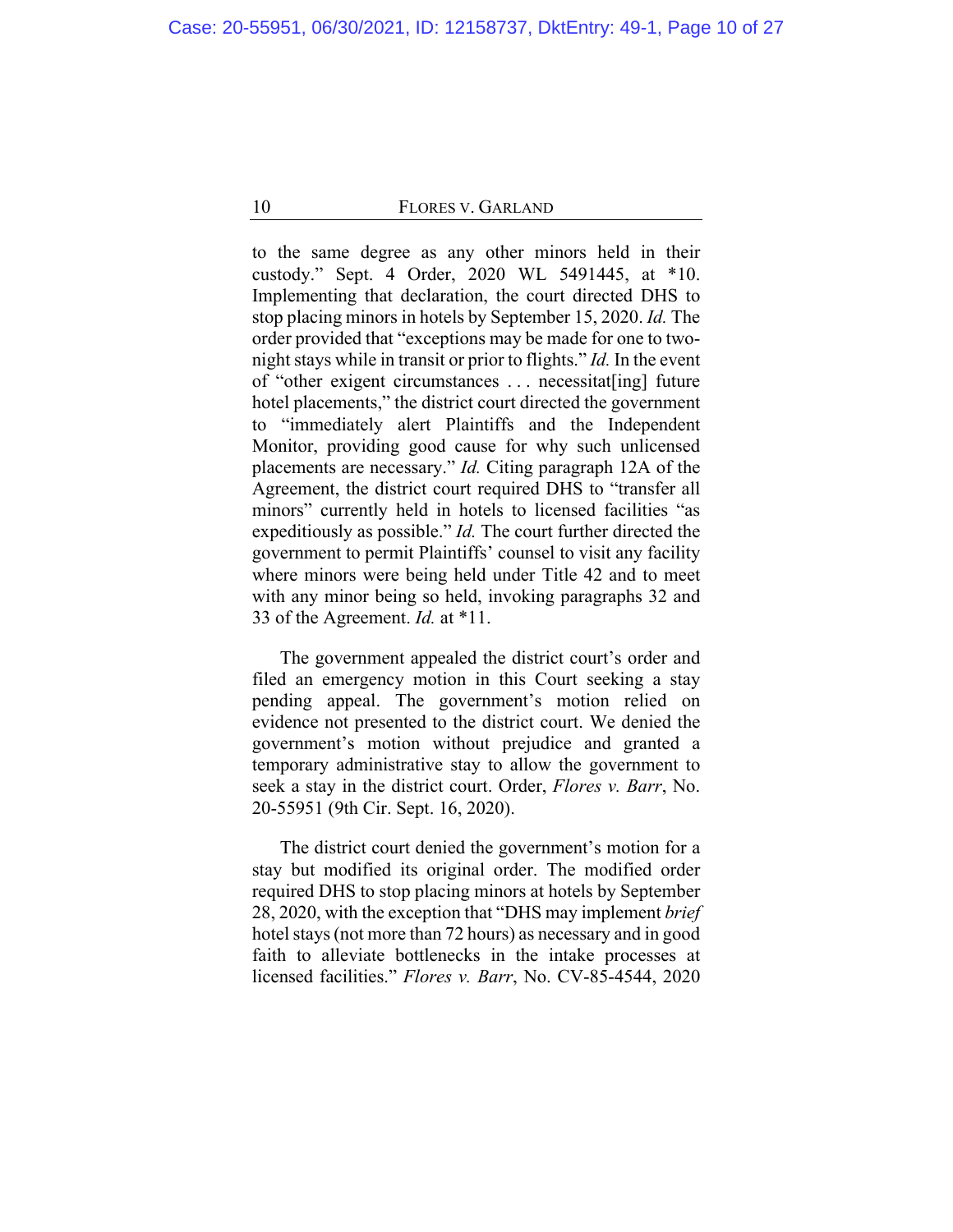to the same degree as any other minors held in their custody." Sept. 4 Order, 2020 WL 5491445, at *10. Implementing that declaration, the court directed DHS to stop placing minors in hotels by September 15, 2020. *Id.* The order provided that "exceptions may be made for one to two-night stays while in transit or prior to flights." *Id.* In the event of "other exigent circumstances . . . necessitat[ing] future hotel placements," the district court directed the government to "immediately alert Plaintiffs and the Independent Monitor, providing good cause for why such unlicensed placements are necessary." *Id.* Citing paragraph 12A of the Agreement, the district court required DHS to "transfer all minors" currently held in hotels to licensed facilities "as expeditiously as possible." *Id.* The court further directed the government to permit Plaintiffs' counsel to visit any facility where minors were being held under Title 42 and to meet with any minor being so held, invoking paragraphs 32 and 33 of the Agreement. *Id.* at *11.

The government appealed the district court's order and filed an emergency motion in this Court seeking a stay pending appeal. The government's motion relied on evidence not presented to the district court. We denied the government's motion without prejudice and granted a temporary administrative stay to allow the government to seek a stay in the district court. Order, *Flores v. Barr*, No. 20-55951 (9th Cir. Sept. 16, 2020).

The district court denied the government's motion for a stay but modified its original order. The modified order required DHS to stop placing minors at hotels by September 28, 2020, with the exception that "DHS may implement *brief* hotel stays (not more than 72 hours) as necessary and in good faith to alleviate bottlenecks in the intake processes at licensed facilities." *Flores v. Barr*, No. CV-85-4544, 2020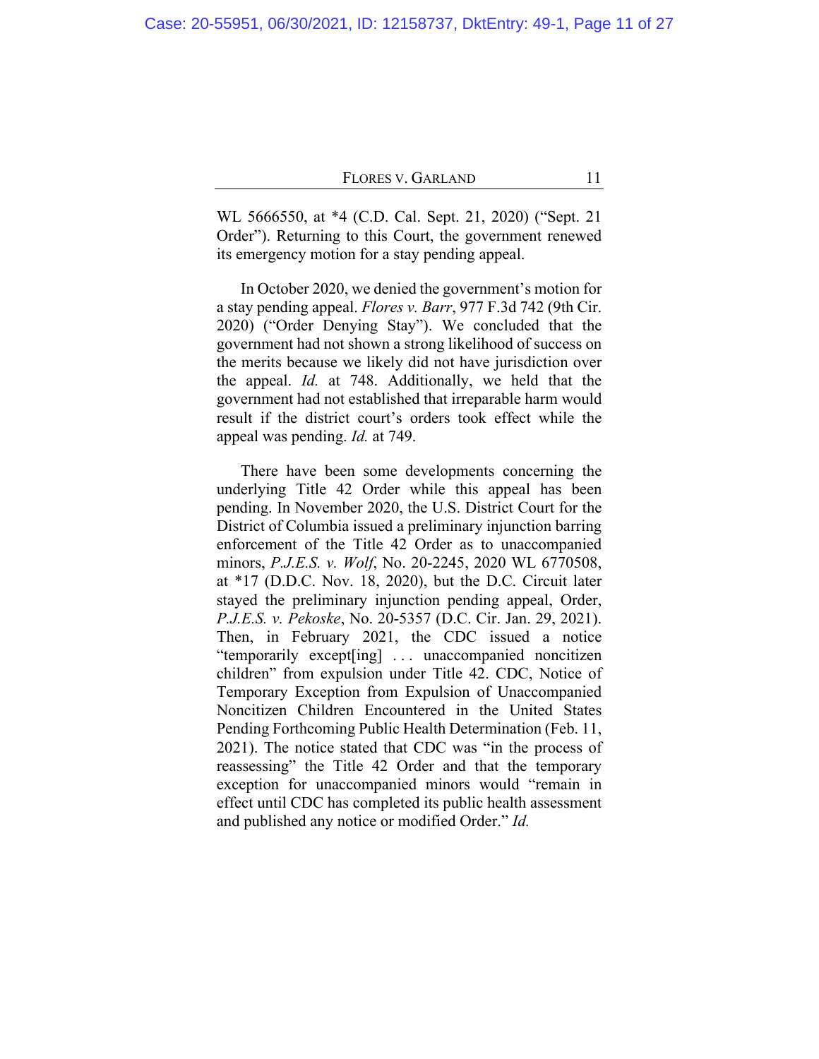WL 5666550, at *4 (C.D. Cal. Sept. 21, 2020) ("Sept. 21 Order"). Returning to this Court, the government renewed its emergency motion for a stay pending appeal.

In October 2020, we denied the government's motion for a stay pending appeal. *Flores v. Barr*, 977 F.3d 742 (9th Cir. 2020) ("Order Denying Stay"). We concluded that the government had not shown a strong likelihood of success on the merits because we likely did not have jurisdiction over the appeal. *Id.* at 748. Additionally, we held that the government had not established that irreparable harm would result if the district court's orders took effect while the appeal was pending. *Id.* at 749.

There have been some developments concerning the underlying Title 42 Order while this appeal has been pending. In November 2020, the U.S. District Court for the District of Columbia issued a preliminary injunction barring enforcement of the Title 42 Order as to unaccompanied minors, *P.J.E.S. v. Wolf*, No. 20-2245, 2020 WL 6770508, at *17 (D.D.C. Nov. 18, 2020), but the D.C. Circuit later stayed the preliminary injunction pending appeal, Order, *P.J.E.S. v. Pekoske*, No. 20-5357 (D.C. Cir. Jan. 29, 2021). Then, in February 2021, the CDC issued a notice "temporarily except[ing] . . . unaccompanied noncitizen children" from expulsion under Title 42. CDC, Notice of Temporary Exception from Expulsion of Unaccompanied Noncitizen Children Encountered in the United States Pending Forthcoming Public Health Determination (Feb. 11, 2021). The notice stated that CDC was "in the process of reassessing" the Title 42 Order and that the temporary exception for unaccompanied minors would "remain in effect until CDC has completed its public health assessment and published any notice or modified Order." *Id.*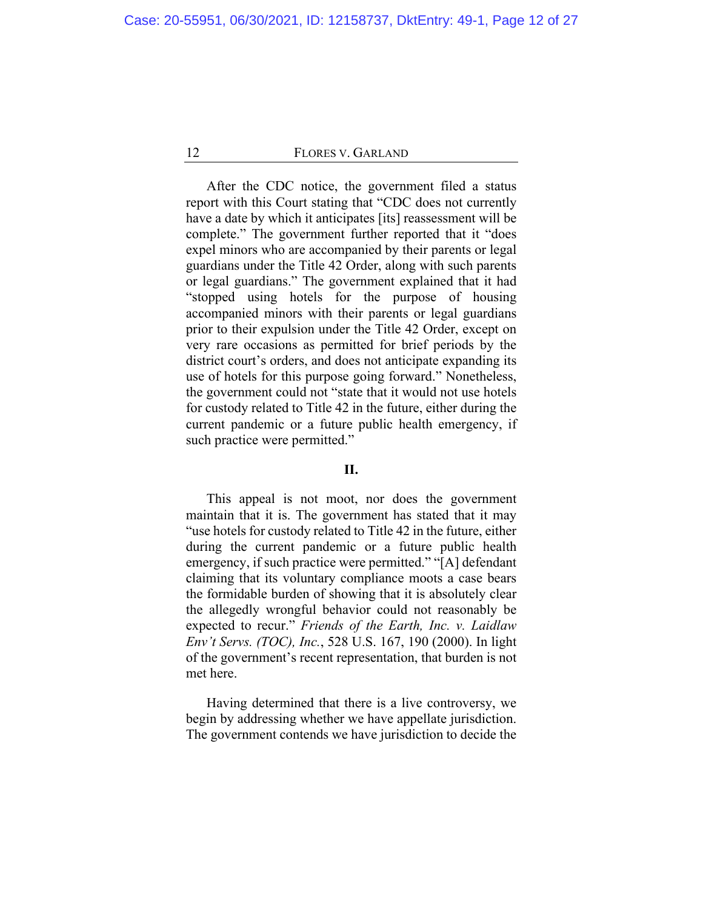After the CDC notice, the government filed a status report with this Court stating that "CDC does not currently have a date by which it anticipates [its] reassessment will be complete." The government further reported that it "does expel minors who are accompanied by their parents or legal guardians under the Title 42 Order, along with such parents or legal guardians." The government explained that it had "stopped using hotels for the purpose of housing accompanied minors with their parents or legal guardians prior to their expulsion under the Title 42 Order, except on very rare occasions as permitted for brief periods by the district court's orders, and does not anticipate expanding its use of hotels for this purpose going forward." Nonetheless, the government could not "state that it would not use hotels for custody related to Title 42 in the future, either during the current pandemic or a future public health emergency, if such practice were permitted."

## II.

This appeal is not moot, nor does the government maintain that it is. The government has stated that it may "use hotels for custody related to Title 42 in the future, either during the current pandemic or a future public health emergency, if such practice were permitted." "[A] defendant claiming that its voluntary compliance moots a case bears the formidable burden of showing that it is absolutely clear the allegedly wrongful behavior could not reasonably be expected to recur." *Friends of the Earth, Inc. v. Laidlaw Env't Servs. (TOC), Inc.*, 528 U.S. 167, 190 (2000). In light of the government's recent representation, that burden is not met here.

Having determined that there is a live controversy, we begin by addressing whether we have appellate jurisdiction. The government contends we have jurisdiction to decide the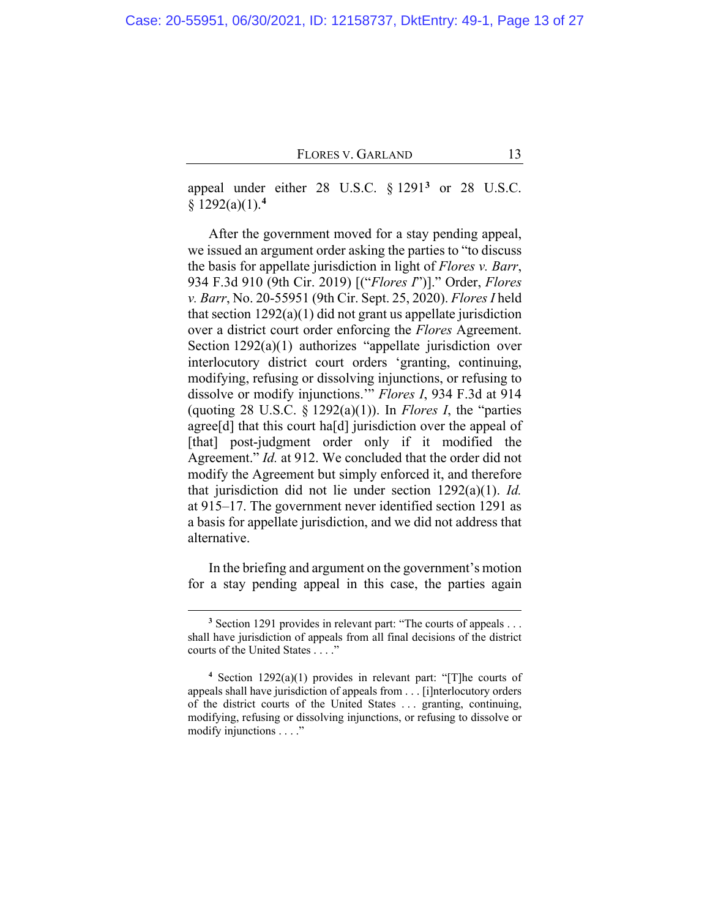appeal under either 28 U.S.C. § 1291[3] or 28 U.S.C. § 1292(a)(1).[4]

After the government moved for a stay pending appeal, we issued an argument order asking the parties to "to discuss the basis for appellate jurisdiction in light of *Flores v. Barr*, 934 F.3d 910 (9th Cir. 2019) [("*Flores I*")]." Order, *Flores v. Barr*, No. 20-55951 (9th Cir. Sept. 25, 2020). *Flores I* held that section 1292(a)(1) did not grant us appellate jurisdiction over a district court order enforcing the *Flores* Agreement. Section 1292(a)(1) authorizes "appellate jurisdiction over interlocutory district court orders 'granting, continuing, modifying, refusing or dissolving injunctions, or refusing to dissolve or modify injunctions.'" *Flores I*, 934 F.3d at 914 (quoting 28 U.S.C. § 1292(a)(1)). In *Flores I*, the "parties agree[d] that this court ha[d] jurisdiction over the appeal of [that] post-judgment order only if it modified the Agreement." *Id.* at 912. We concluded that the order did not modify the Agreement but simply enforced it, and therefore that jurisdiction did not lie under section 1292(a)(1). *Id.* at 915–17. The government never identified section 1291 as a basis for appellate jurisdiction, and we did not address that alternative.

In the briefing and argument on the government's motion for a stay pending appeal in this case, the parties again

[3] Section 1291 provides in relevant part: "The courts of appeals . . . shall have jurisdiction of appeals from all final decisions of the district courts of the United States . . . ."

[4] Section 1292(a)(1) provides in relevant part: "[T]he courts of appeals shall have jurisdiction of appeals from . . . [i]nterlocutory orders of the district courts of the United States . . . granting, continuing, modifying, refusing or dissolving injunctions, or refusing to dissolve or modify injunctions . . . ."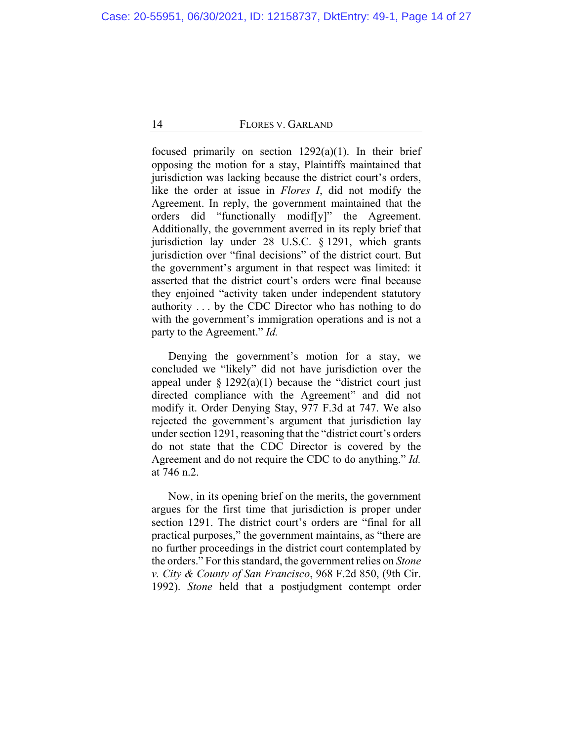focused primarily on section 1292(a)(1). In their brief opposing the motion for a stay, Plaintiffs maintained that jurisdiction was lacking because the district court's orders, like the order at issue in *Flores I*, did not modify the Agreement. In reply, the government maintained that the orders did "functionally modif[y]" the Agreement. Additionally, the government averred in its reply brief that jurisdiction lay under 28 U.S.C. § 1291, which grants jurisdiction over "final decisions" of the district court. But the government's argument in that respect was limited: it asserted that the district court's orders were final because they enjoined "activity taken under independent statutory authority . . . by the CDC Director who has nothing to do with the government's immigration operations and is not a party to the Agreement." *Id.*

Denying the government's motion for a stay, we concluded we "likely" did not have jurisdiction over the appeal under § 1292(a)(1) because the "district court just directed compliance with the Agreement" and did not modify it. Order Denying Stay, 977 F.3d at 747. We also rejected the government's argument that jurisdiction lay under section 1291, reasoning that the "district court's orders do not state that the CDC Director is covered by the Agreement and do not require the CDC to do anything." *Id.* at 746 n.2.

Now, in its opening brief on the merits, the government argues for the first time that jurisdiction is proper under section 1291. The district court's orders are "final for all practical purposes," the government maintains, as "there are no further proceedings in the district court contemplated by the orders." For this standard, the government relies on *Stone v. City & County of San Francisco*, 968 F.2d 850, (9th Cir. 1992). *Stone* held that a postjudgment contempt order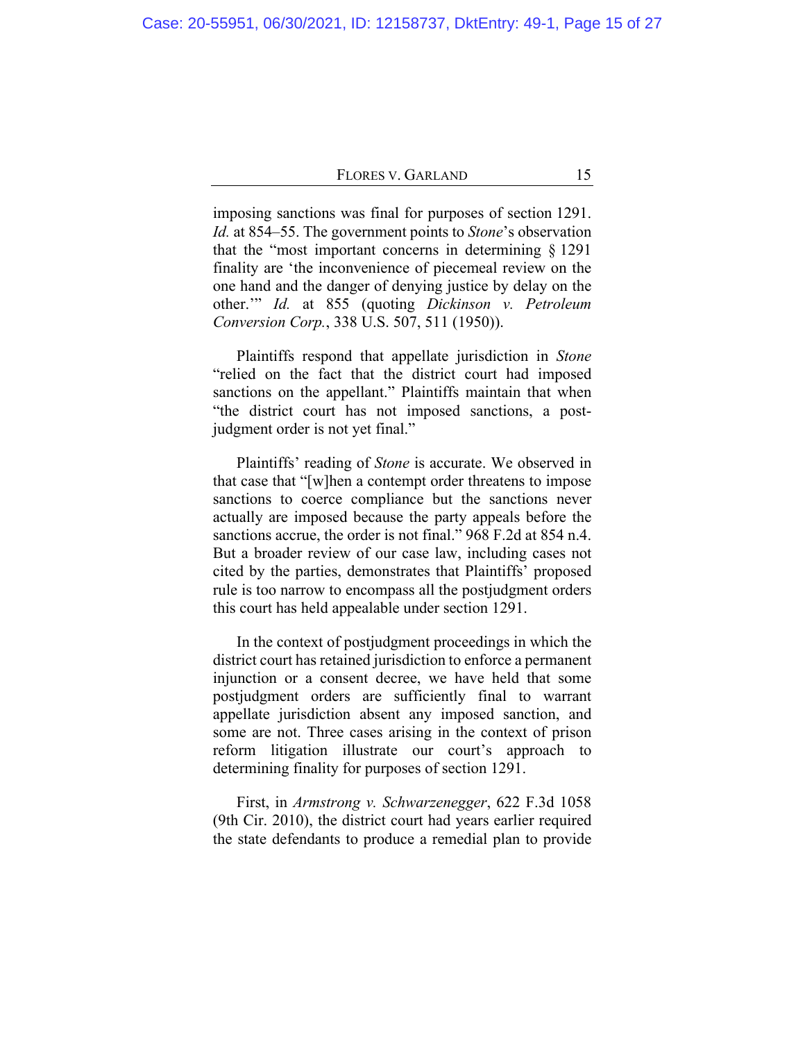imposing sanctions was final for purposes of section 1291. *Id.* at 854–55. The government points to *Stone*'s observation that the "most important concerns in determining § 1291 finality are 'the inconvenience of piecemeal review on the one hand and the danger of denying justice by delay on the other.'" *Id.* at 855 (quoting *Dickinson v. Petroleum Conversion Corp.*, 338 U.S. 507, 511 (1950)).

Plaintiffs respond that appellate jurisdiction in *Stone* "relied on the fact that the district court had imposed sanctions on the appellant." Plaintiffs maintain that when "the district court has not imposed sanctions, a post-judgment order is not yet final."

Plaintiffs' reading of *Stone* is accurate. We observed in that case that "[w]hen a contempt order threatens to impose sanctions to coerce compliance but the sanctions never actually are imposed because the party appeals before the sanctions accrue, the order is not final." 968 F.2d at 854 n.4. But a broader review of our case law, including cases not cited by the parties, demonstrates that Plaintiffs' proposed rule is too narrow to encompass all the postjudgment orders this court has held appealable under section 1291.

In the context of postjudgment proceedings in which the district court has retained jurisdiction to enforce a permanent injunction or a consent decree, we have held that some postjudgment orders are sufficiently final to warrant appellate jurisdiction absent any imposed sanction, and some are not. Three cases arising in the context of prison reform litigation illustrate our court's approach to determining finality for purposes of section 1291.

First, in *Armstrong v. Schwarzenegger*, 622 F.3d 1058 (9th Cir. 2010), the district court had years earlier required the state defendants to produce a remedial plan to provide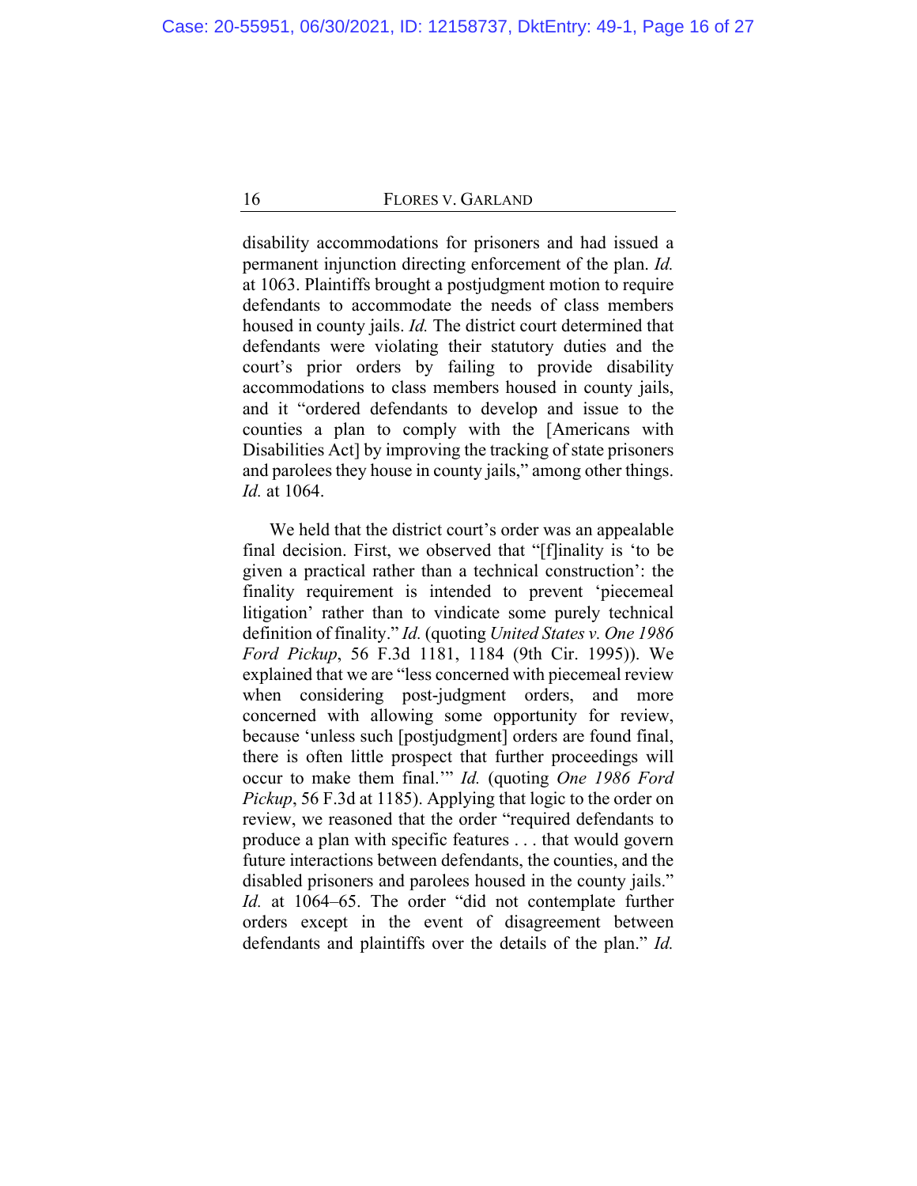disability accommodations for prisoners and had issued a permanent injunction directing enforcement of the plan. *Id.* at 1063. Plaintiffs brought a postjudgment motion to require defendants to accommodate the needs of class members housed in county jails. *Id.* The district court determined that defendants were violating their statutory duties and the court's prior orders by failing to provide disability accommodations to class members housed in county jails, and it "ordered defendants to develop and issue to the counties a plan to comply with the [Americans with Disabilities Act] by improving the tracking of state prisoners and parolees they house in county jails," among other things. *Id.* at 1064.

We held that the district court's order was an appealable final decision. First, we observed that "[f]inality is 'to be given a practical rather than a technical construction': the finality requirement is intended to prevent 'piecemeal litigation' rather than to vindicate some purely technical definition of finality." *Id.* (quoting *United States v. One 1986 Ford Pickup*, 56 F.3d 1181, 1184 (9th Cir. 1995)). We explained that we are "less concerned with piecemeal review when considering post-judgment orders, and more concerned with allowing some opportunity for review, because 'unless such [postjudgment] orders are found final, there is often little prospect that further proceedings will occur to make them final.'" *Id.* (quoting *One 1986 Ford Pickup*, 56 F.3d at 1185). Applying that logic to the order on review, we reasoned that the order "required defendants to produce a plan with specific features . . . that would govern future interactions between defendants, the counties, and the disabled prisoners and parolees housed in the county jails." *Id.* at 1064–65. The order "did not contemplate further orders except in the event of disagreement between defendants and plaintiffs over the details of the plan." *Id.*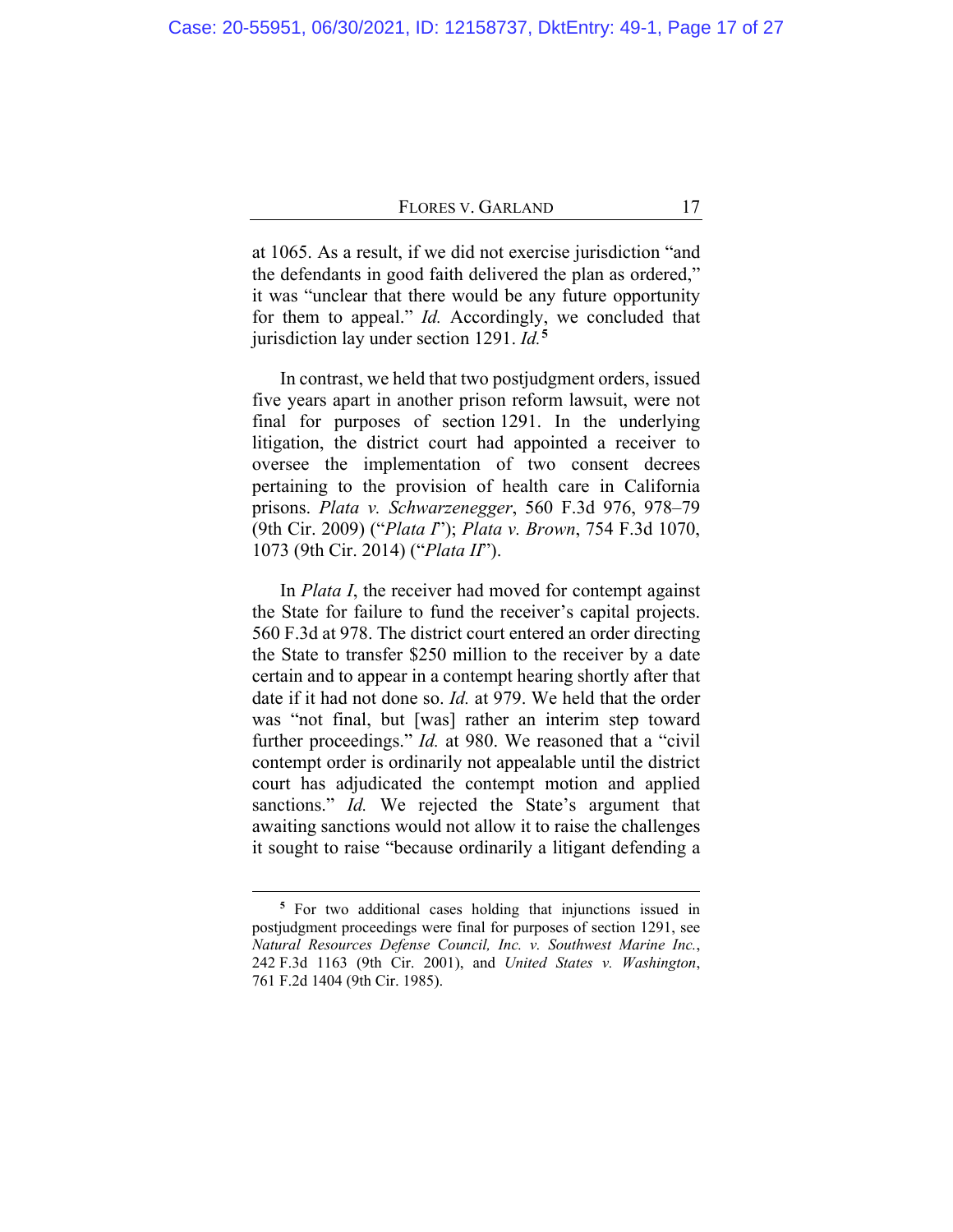at 1065. As a result, if we did not exercise jurisdiction "and the defendants in good faith delivered the plan as ordered," it was "unclear that there would be any future opportunity for them to appeal." *Id.* Accordingly, we concluded that jurisdiction lay under section 1291. *Id.*[5]

In contrast, we held that two postjudgment orders, issued five years apart in another prison reform lawsuit, were not final for purposes of section 1291. In the underlying litigation, the district court had appointed a receiver to oversee the implementation of two consent decrees pertaining to the provision of health care in California prisons. *Plata v. Schwarzenegger*, 560 F.3d 976, 978–79 (9th Cir. 2009) ("*Plata I*"); *Plata v. Brown*, 754 F.3d 1070, 1073 (9th Cir. 2014) ("*Plata II*").

In *Plata I*, the receiver had moved for contempt against the State for failure to fund the receiver's capital projects. 560 F.3d at 978. The district court entered an order directing the State to transfer $250 million to the receiver by a date certain and to appear in a contempt hearing shortly after that date if it had not done so. *Id.* at 979. We held that the order was "not final, but [was] rather an interim step toward further proceedings." *Id.* at 980. We reasoned that a "civil contempt order is ordinarily not appealable until the district court has adjudicated the contempt motion and applied sanctions." *Id.* We rejected the State's argument that awaiting sanctions would not allow it to raise the challenges it sought to raise "because ordinarily a litigant defending a

---

[5] For two additional cases holding that injunctions issued in postjudgment proceedings were final for purposes of section 1291, see *Natural Resources Defense Council, Inc. v. Southwest Marine Inc.*, 242 F.3d 1163 (9th Cir. 2001), and *United States v. Washington*, 761 F.2d 1404 (9th Cir. 1985).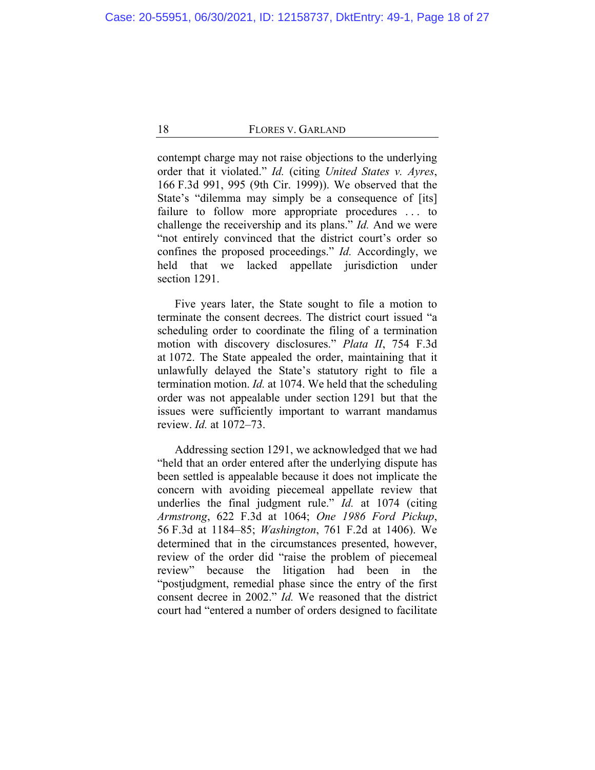contempt charge may not raise objections to the underlying order that it violated." *Id.* (citing *United States v. Ayres*, 166 F.3d 991, 995 (9th Cir. 1999)). We observed that the State's "dilemma may simply be a consequence of [its] failure to follow more appropriate procedures . . . to challenge the receivership and its plans." *Id.* And we were "not entirely convinced that the district court's order so confines the proposed proceedings." *Id.* Accordingly, we held that we lacked appellate jurisdiction under section 1291.

Five years later, the State sought to file a motion to terminate the consent decrees. The district court issued "a scheduling order to coordinate the filing of a termination motion with discovery disclosures." *Plata II*, 754 F.3d at 1072. The State appealed the order, maintaining that it unlawfully delayed the State's statutory right to file a termination motion. *Id.* at 1074. We held that the scheduling order was not appealable under section 1291 but that the issues were sufficiently important to warrant mandamus review. *Id.* at 1072–73.

Addressing section 1291, we acknowledged that we had "held that an order entered after the underlying dispute has been settled is appealable because it does not implicate the concern with avoiding piecemeal appellate review that underlies the final judgment rule." *Id.* at 1074 (citing *Armstrong*, 622 F.3d at 1064; *One 1986 Ford Pickup*, 56 F.3d at 1184–85; *Washington*, 761 F.2d at 1406). We determined that in the circumstances presented, however, review of the order did "raise the problem of piecemeal review" because the litigation had been in the "postjudgment, remedial phase since the entry of the first consent decree in 2002." *Id.* We reasoned that the district court had "entered a number of orders designed to facilitate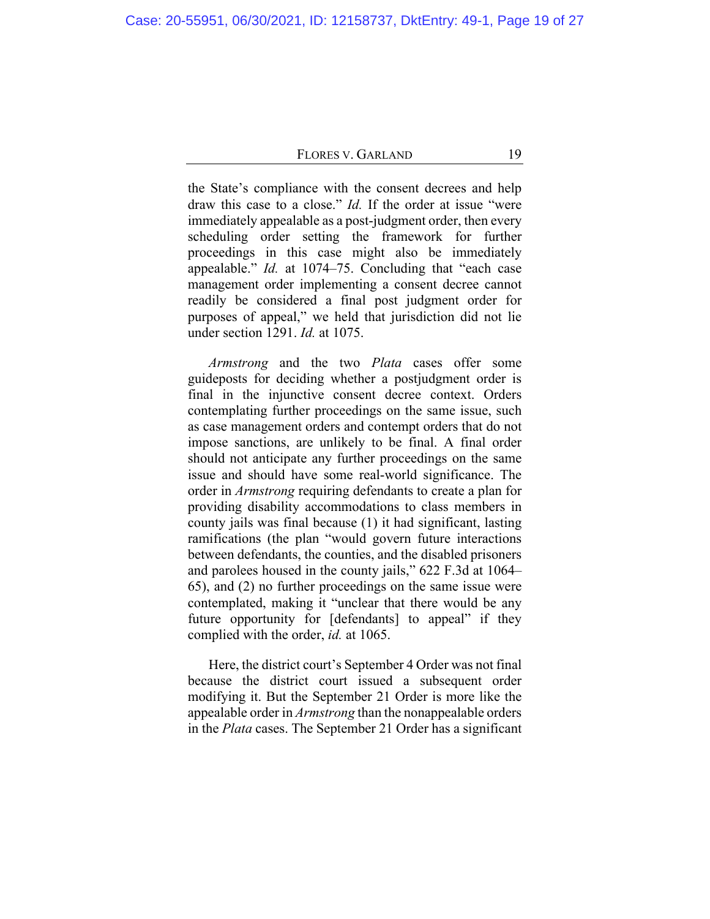the State's compliance with the consent decrees and help draw this case to a close." *Id.* If the order at issue "were immediately appealable as a post-judgment order, then every scheduling order setting the framework for further proceedings in this case might also be immediately appealable." *Id.* at 1074–75. Concluding that "each case management order implementing a consent decree cannot readily be considered a final post judgment order for purposes of appeal," we held that jurisdiction did not lie under section 1291. *Id.* at 1075.

*Armstrong* and the two *Plata* cases offer some guideposts for deciding whether a postjudgment order is final in the injunctive consent decree context. Orders contemplating further proceedings on the same issue, such as case management orders and contempt orders that do not impose sanctions, are unlikely to be final. A final order should not anticipate any further proceedings on the same issue and should have some real-world significance. The order in *Armstrong* requiring defendants to create a plan for providing disability accommodations to class members in county jails was final because (1) it had significant, lasting ramifications (the plan "would govern future interactions between defendants, the counties, and the disabled prisoners and parolees housed in the county jails," 622 F.3d at 1064–65), and (2) no further proceedings on the same issue were contemplated, making it "unclear that there would be any future opportunity for [defendants] to appeal" if they complied with the order, *id.* at 1065.

Here, the district court's September 4 Order was not final because the district court issued a subsequent order modifying it. But the September 21 Order is more like the appealable order in *Armstrong* than the nonappealable orders in the *Plata* cases. The September 21 Order has a significant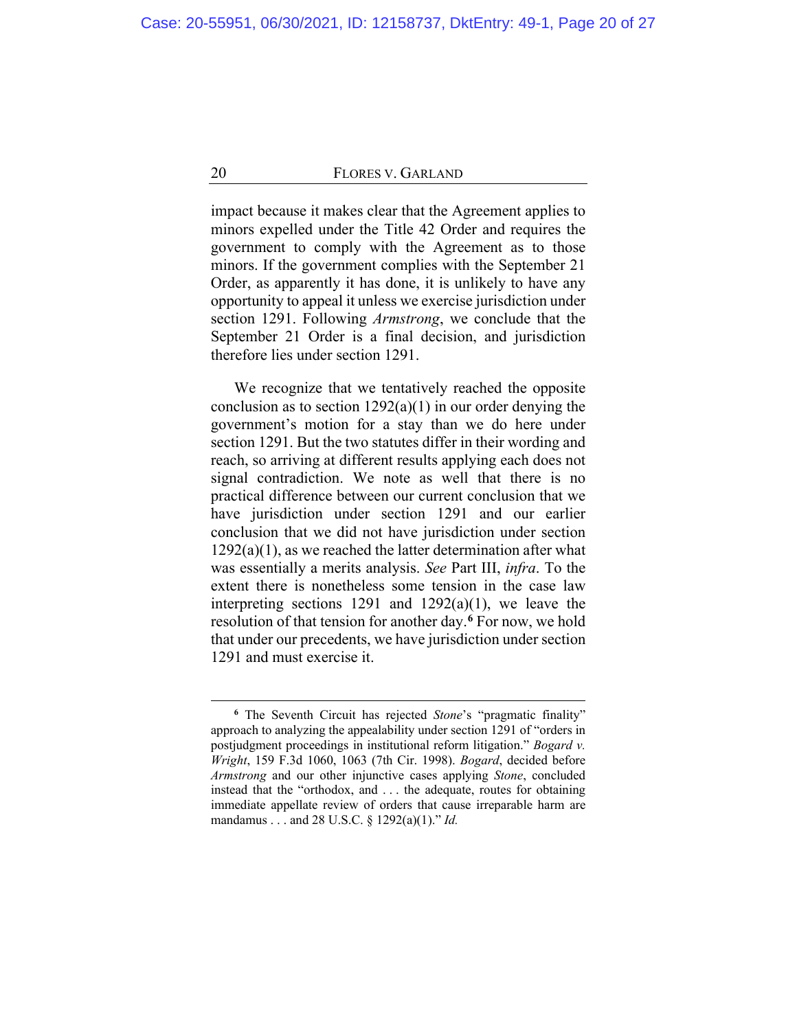impact because it makes clear that the Agreement applies to minors expelled under the Title 42 Order and requires the government to comply with the Agreement as to those minors. If the government complies with the September 21 Order, as apparently it has done, it is unlikely to have any opportunity to appeal it unless we exercise jurisdiction under section 1291. Following *Armstrong*, we conclude that the September 21 Order is a final decision, and jurisdiction therefore lies under section 1291.

We recognize that we tentatively reached the opposite conclusion as to section 1292(a)(1) in our order denying the government's motion for a stay than we do here under section 1291. But the two statutes differ in their wording and reach, so arriving at different results applying each does not signal contradiction. We note as well that there is no practical difference between our current conclusion that we have jurisdiction under section 1291 and our earlier conclusion that we did not have jurisdiction under section 1292(a)(1), as we reached the latter determination after what was essentially a merits analysis. *See* Part III, *infra*. To the extent there is nonetheless some tension in the case law interpreting sections 1291 and 1292(a)(1), we leave the resolution of that tension for another day.[6] For now, we hold that under our precedents, we have jurisdiction under section 1291 and must exercise it.

---

[6] The Seventh Circuit has rejected *Stone*'s "pragmatic finality" approach to analyzing the appealability under section 1291 of "orders in postjudgment proceedings in institutional reform litigation." *Bogard v. Wright*, 159 F.3d 1060, 1063 (7th Cir. 1998). *Bogard*, decided before *Armstrong* and our other injunctive cases applying *Stone*, concluded instead that the "orthodox, and . . . the adequate, routes for obtaining immediate appellate review of orders that cause irreparable harm are mandamus . . . and 28 U.S.C. § 1292(a)(1)." *Id.*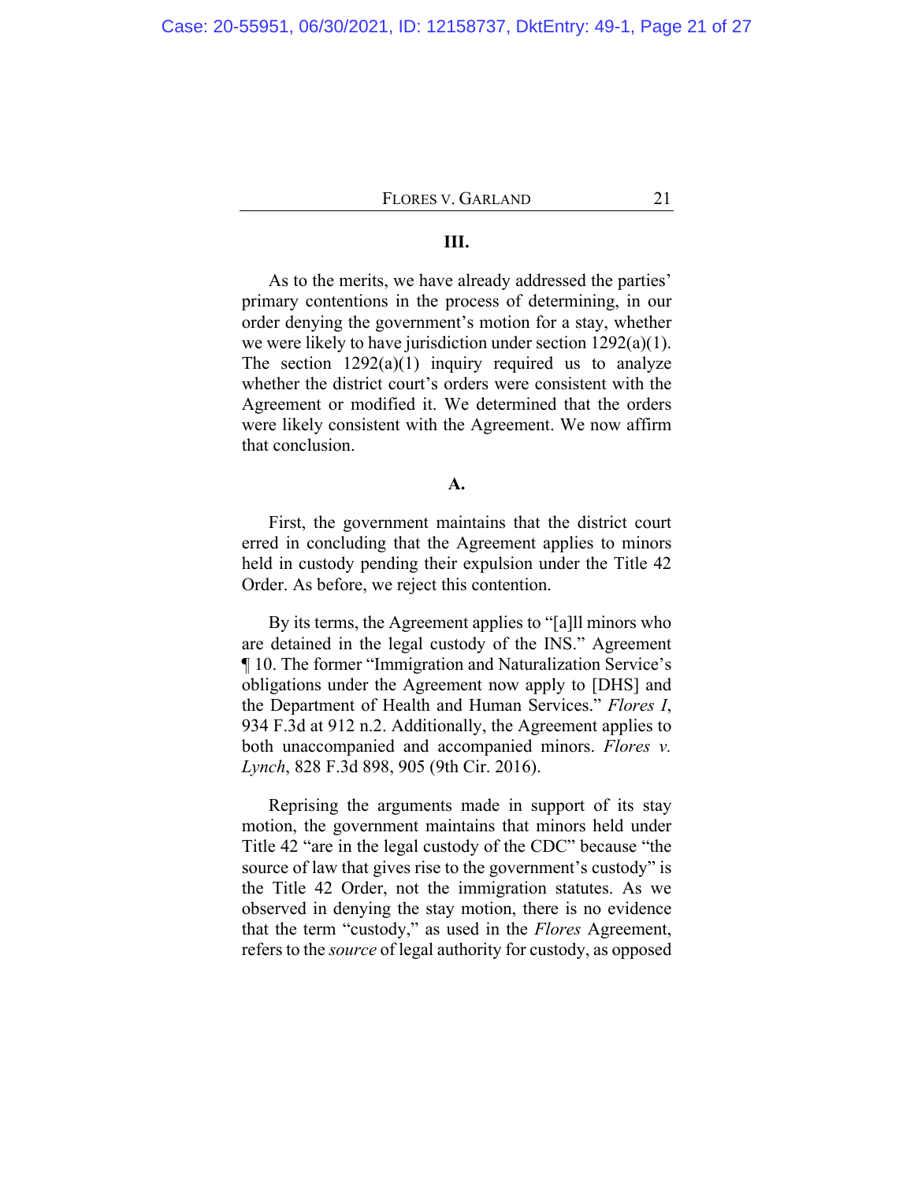### III.

As to the merits, we have already addressed the parties' primary contentions in the process of determining, in our order denying the government's motion for a stay, whether we were likely to have jurisdiction under section 1292(a)(1). The section 1292(a)(1) inquiry required us to analyze whether the district court's orders were consistent with the Agreement or modified it. We determined that the orders were likely consistent with the Agreement. We now affirm that conclusion.

### A.

First, the government maintains that the district court erred in concluding that the Agreement applies to minors held in custody pending their expulsion under the Title 42 Order. As before, we reject this contention.

By its terms, the Agreement applies to "[a]ll minors who are detained in the legal custody of the INS." Agreement ¶ 10. The former "Immigration and Naturalization Service's obligations under the Agreement now apply to [DHS] and the Department of Health and Human Services." *Flores I*, 934 F.3d at 912 n.2. Additionally, the Agreement applies to both unaccompanied and accompanied minors. *Flores v. Lynch*, 828 F.3d 898, 905 (9th Cir. 2016).

Reprising the arguments made in support of its stay motion, the government maintains that minors held under Title 42 "are in the legal custody of the CDC" because "the source of law that gives rise to the government's custody" is the Title 42 Order, not the immigration statutes. As we observed in denying the stay motion, there is no evidence that the term "custody," as used in the *Flores* Agreement, refers to the *source* of legal authority for custody, as opposed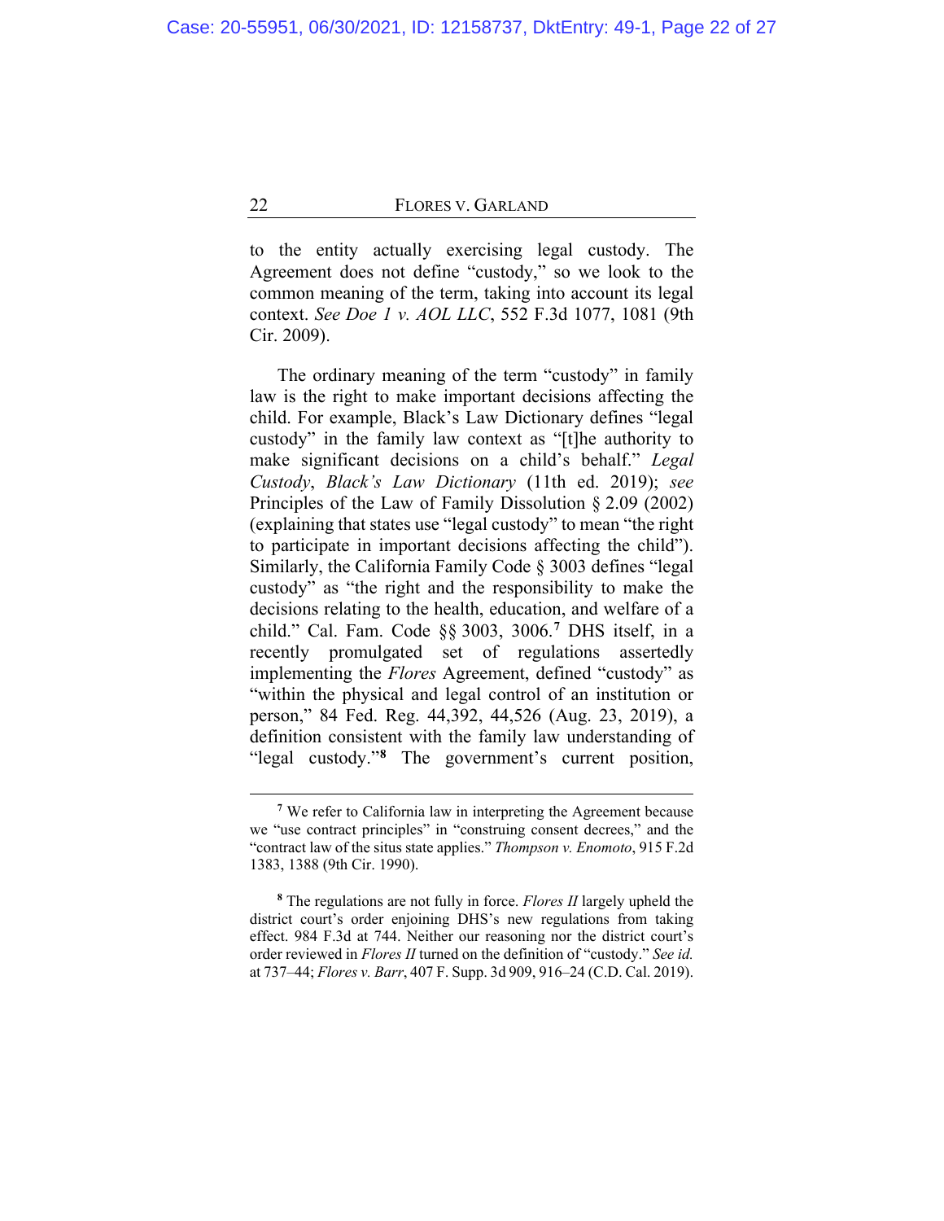to the entity actually exercising legal custody. The Agreement does not define "custody," so we look to the common meaning of the term, taking into account its legal context. *See Doe 1 v. AOL LLC*, 552 F.3d 1077, 1081 (9th Cir. 2009).

The ordinary meaning of the term "custody" in family law is the right to make important decisions affecting the child. For example, Black's Law Dictionary defines "legal custody" in the family law context as "[t]he authority to make significant decisions on a child's behalf." *Legal Custody*, *Black's Law Dictionary* (11th ed. 2019); *see* Principles of the Law of Family Dissolution § 2.09 (2002) (explaining that states use "legal custody" to mean "the right to participate in important decisions affecting the child"). Similarly, the California Family Code § 3003 defines "legal custody" as "the right and the responsibility to make the decisions relating to the health, education, and welfare of a child." Cal. Fam. Code §§ 3003, 3006.[7] DHS itself, in a recently promulgated set of regulations assertedly implementing the *Flores* Agreement, defined "custody" as "within the physical and legal control of an institution or person," 84 Fed. Reg. 44,392, 44,526 (Aug. 23, 2019), a definition consistent with the family law understanding of "legal custody."[8] The government's current position,

---

[7] We refer to California law in interpreting the Agreement because we "use contract principles" in "construing consent decrees," and the "contract law of the situs state applies." *Thompson v. Enomoto*, 915 F.2d 1383, 1388 (9th Cir. 1990).

[8] The regulations are not fully in force. *Flores II* largely upheld the district court's order enjoining DHS's new regulations from taking effect. 984 F.3d at 744. Neither our reasoning nor the district court's order reviewed in *Flores II* turned on the definition of "custody." *See id.* at 737–44; *Flores v. Barr*, 407 F. Supp. 3d 909, 916–24 (C.D. Cal. 2019).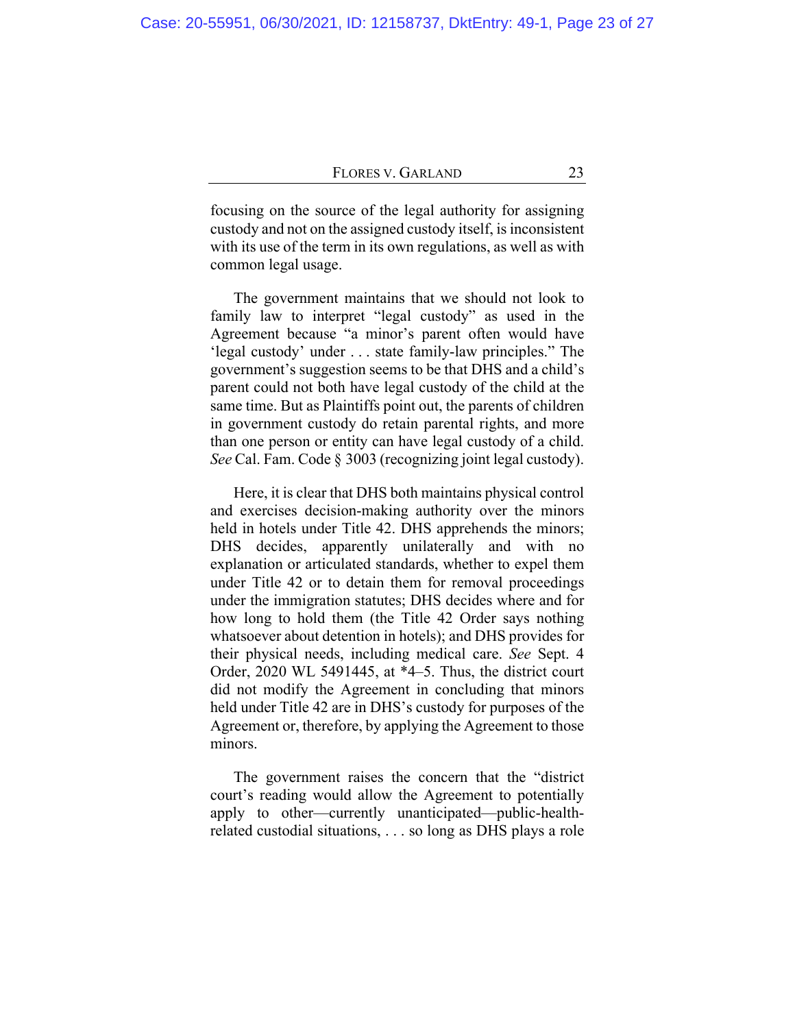focusing on the source of the legal authority for assigning custody and not on the assigned custody itself, is inconsistent with its use of the term in its own regulations, as well as with common legal usage.

The government maintains that we should not look to family law to interpret "legal custody" as used in the Agreement because "a minor's parent often would have 'legal custody' under . . . state family-law principles." The government's suggestion seems to be that DHS and a child's parent could not both have legal custody of the child at the same time. But as Plaintiffs point out, the parents of children in government custody do retain parental rights, and more than one person or entity can have legal custody of a child. *See* Cal. Fam. Code § 3003 (recognizing joint legal custody).

Here, it is clear that DHS both maintains physical control and exercises decision-making authority over the minors held in hotels under Title 42. DHS apprehends the minors; DHS decides, apparently unilaterally and with no explanation or articulated standards, whether to expel them under Title 42 or to detain them for removal proceedings under the immigration statutes; DHS decides where and for how long to hold them (the Title 42 Order says nothing whatsoever about detention in hotels); and DHS provides for their physical needs, including medical care. *See* Sept. 4 Order, 2020 WL 5491445, at *4–5. Thus, the district court did not modify the Agreement in concluding that minors held under Title 42 are in DHS's custody for purposes of the Agreement or, therefore, by applying the Agreement to those minors.

The government raises the concern that the "district court's reading would allow the Agreement to potentially apply to other—currently unanticipated—public-health-related custodial situations, . . . so long as DHS plays a role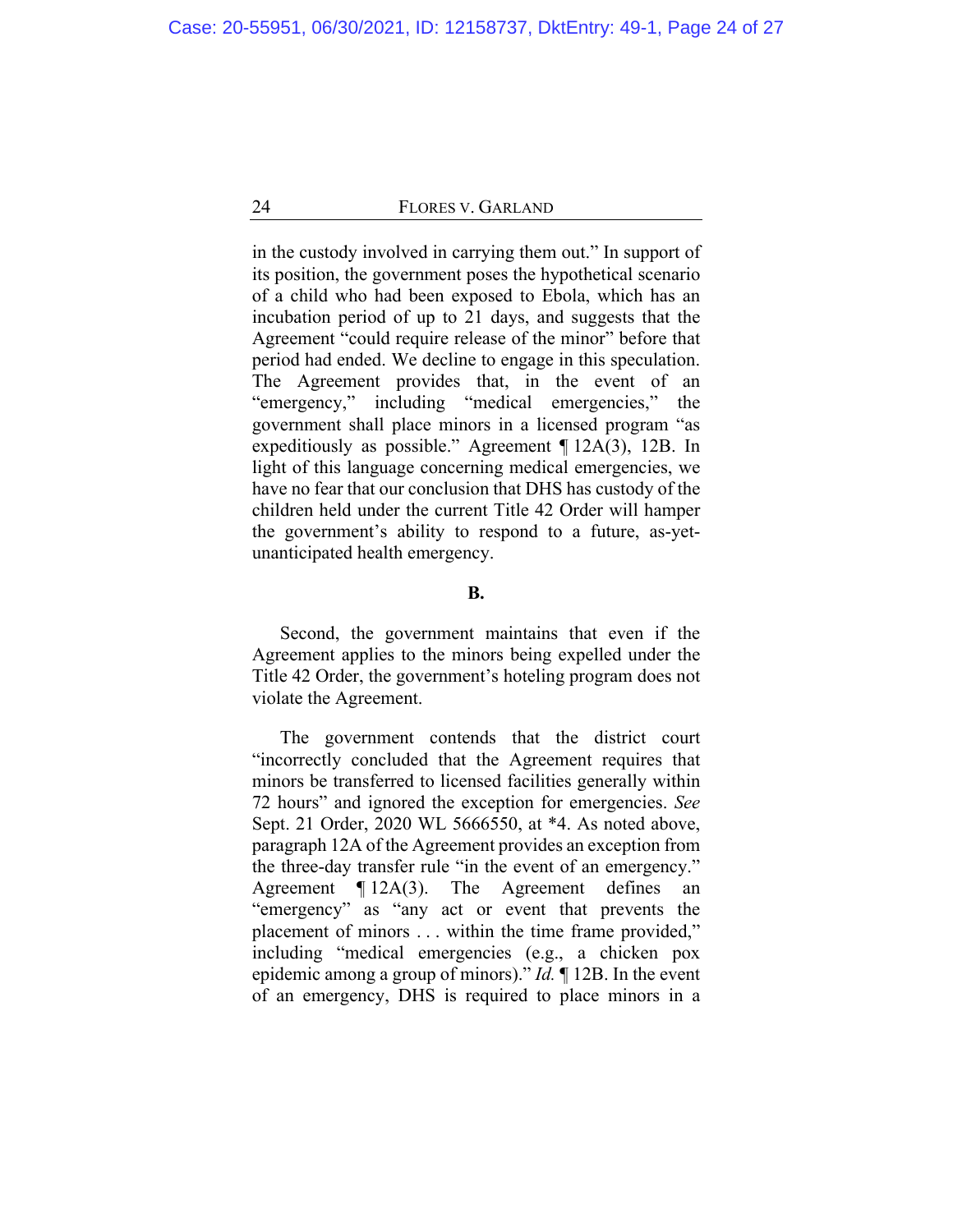in the custody involved in carrying them out." In support of its position, the government poses the hypothetical scenario of a child who had been exposed to Ebola, which has an incubation period of up to 21 days, and suggests that the Agreement "could require release of the minor" before that period had ended. We decline to engage in this speculation. The Agreement provides that, in the event of an "emergency," including "medical emergencies," the government shall place minors in a licensed program "as expeditiously as possible." Agreement ¶ 12A(3), 12B. In light of this language concerning medical emergencies, we have no fear that our conclusion that DHS has custody of the children held under the current Title 42 Order will hamper the government's ability to respond to a future, as-yet-unanticipated health emergency.

**B.**

Second, the government maintains that even if the Agreement applies to the minors being expelled under the Title 42 Order, the government's hoteling program does not violate the Agreement.

The government contends that the district court "incorrectly concluded that the Agreement requires that minors be transferred to licensed facilities generally within 72 hours" and ignored the exception for emergencies. *See* Sept. 21 Order, 2020 WL 5666550, at *4. As noted above, paragraph 12A of the Agreement provides an exception from the three-day transfer rule "in the event of an emergency." Agreement ¶ 12A(3). The Agreement defines an "emergency" as "any act or event that prevents the placement of minors . . . within the time frame provided," including "medical emergencies (e.g., a chicken pox epidemic among a group of minors)." *Id.* ¶ 12B. In the event of an emergency, DHS is required to place minors in a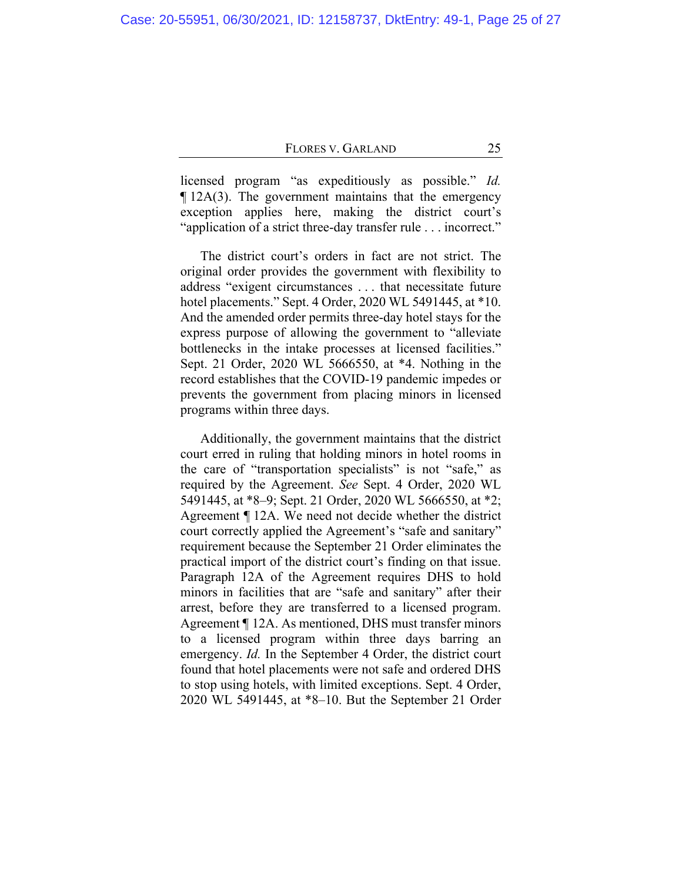licensed program "as expeditiously as possible." *Id.* ¶ 12A(3). The government maintains that the emergency exception applies here, making the district court's "application of a strict three-day transfer rule . . . incorrect."

The district court's orders in fact are not strict. The original order provides the government with flexibility to address "exigent circumstances . . . that necessitate future hotel placements." Sept. 4 Order, 2020 WL 5491445, at *10. And the amended order permits three-day hotel stays for the express purpose of allowing the government to "alleviate bottlenecks in the intake processes at licensed facilities." Sept. 21 Order, 2020 WL 5666550, at *4. Nothing in the record establishes that the COVID-19 pandemic impedes or prevents the government from placing minors in licensed programs within three days.

Additionally, the government maintains that the district court erred in ruling that holding minors in hotel rooms in the care of "transportation specialists" is not "safe," as required by the Agreement. *See* Sept. 4 Order, 2020 WL 5491445, at *8–9; Sept. 21 Order, 2020 WL 5666550, at *2; Agreement ¶ 12A. We need not decide whether the district court correctly applied the Agreement's "safe and sanitary" requirement because the September 21 Order eliminates the practical import of the district court's finding on that issue. Paragraph 12A of the Agreement requires DHS to hold minors in facilities that are "safe and sanitary" after their arrest, before they are transferred to a licensed program. Agreement ¶ 12A. As mentioned, DHS must transfer minors to a licensed program within three days barring an emergency. *Id.* In the September 4 Order, the district court found that hotel placements were not safe and ordered DHS to stop using hotels, with limited exceptions. Sept. 4 Order, 2020 WL 5491445, at *8–10. But the September 21 Order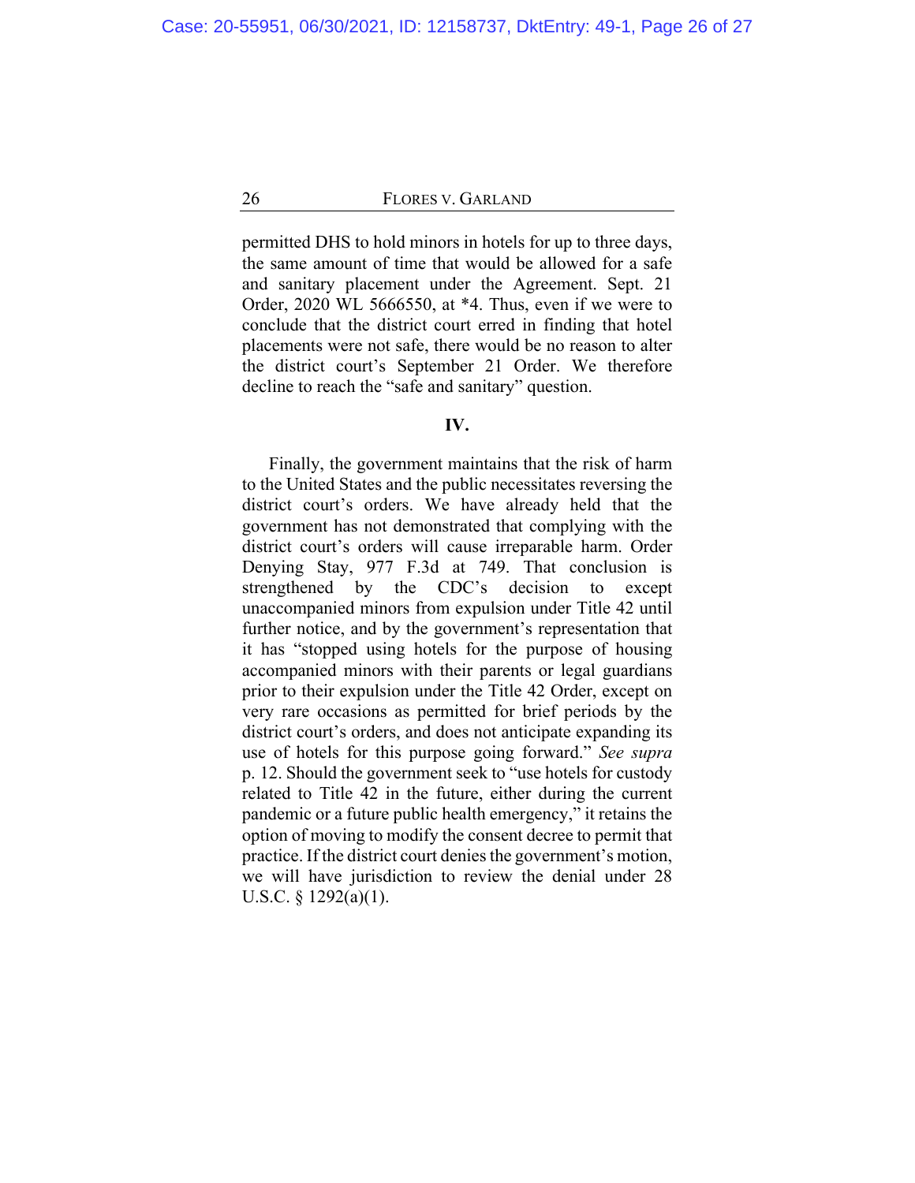permitted DHS to hold minors in hotels for up to three days, the same amount of time that would be allowed for a safe and sanitary placement under the Agreement. Sept. 21 Order, 2020 WL 5666550, at *4. Thus, even if we were to conclude that the district court erred in finding that hotel placements were not safe, there would be no reason to alter the district court's September 21 Order. We therefore decline to reach the "safe and sanitary" question.

## IV.

Finally, the government maintains that the risk of harm to the United States and the public necessitates reversing the district court's orders. We have already held that the government has not demonstrated that complying with the district court's orders will cause irreparable harm. Order Denying Stay, 977 F.3d at 749. That conclusion is strengthened by the CDC's decision to except unaccompanied minors from expulsion under Title 42 until further notice, and by the government's representation that it has "stopped using hotels for the purpose of housing accompanied minors with their parents or legal guardians prior to their expulsion under the Title 42 Order, except on very rare occasions as permitted for brief periods by the district court's orders, and does not anticipate expanding its use of hotels for this purpose going forward." *See supra* p. 12. Should the government seek to "use hotels for custody related to Title 42 in the future, either during the current pandemic or a future public health emergency," it retains the option of moving to modify the consent decree to permit that practice. If the district court denies the government's motion, we will have jurisdiction to review the denial under 28 U.S.C. § 1292(a)(1).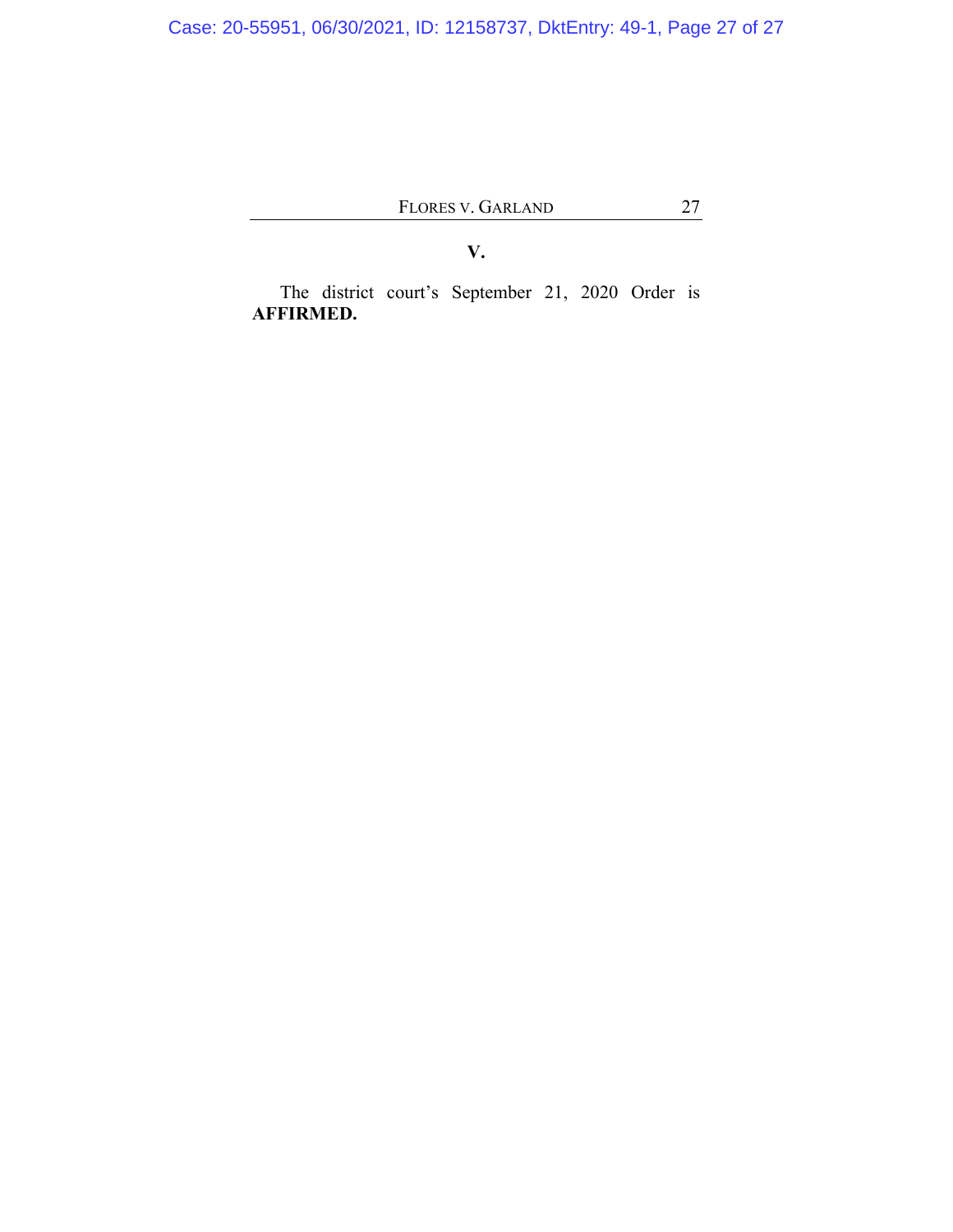## V.

The district court's September 21, 2020 Order is **AFFIRMED.**